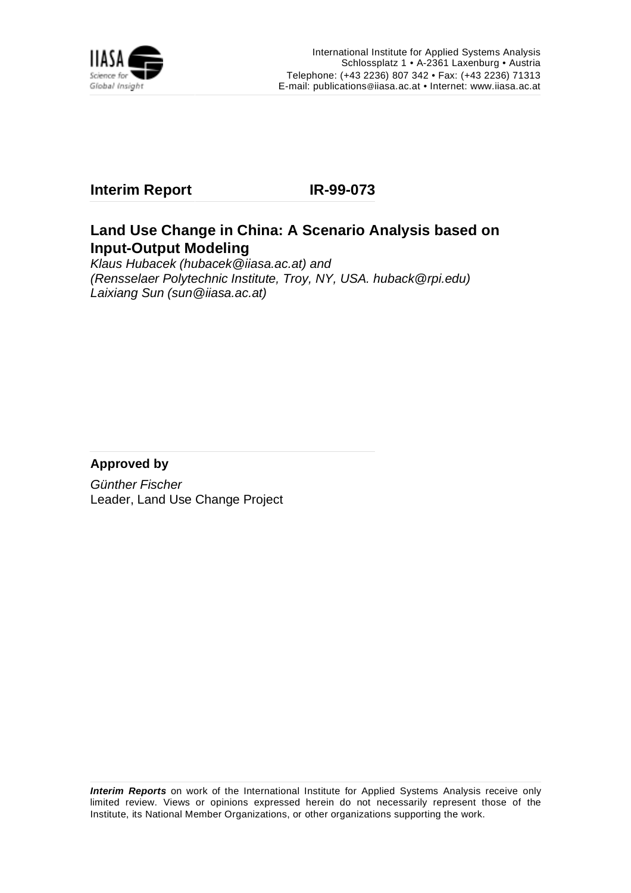International Institute for Applied Systems Analysis
Schlossplatz 1 • A-2361 Laxenburg • Austria
Telephone: (+43 2236) 807 342 • Fax: (+43 2236) 71313
E-mail: publications@iiasa.ac.at • Internet: www.iiasa.ac.at

**Interim Report** **IR-99-073**

# Land Use Change in China: A Scenario Analysis based on Input-Output Modeling

*Klaus Hubacek (hubacek@iiasa.ac.at) and*
*(Rensselaer Polytechnic Institute, Troy, NY, USA. huback@rpi.edu)*
*Laixiang Sun (sun@iiasa.ac.at)*

**Approved by**

*Günther Fischer*
Leader, Land Use Change Project

***Interim Reports*** on work of the International Institute for Applied Systems Analysis receive only limited review. Views or opinions expressed herein do not necessarily represent those of the Institute, its National Member Organizations, or other organizations supporting the work.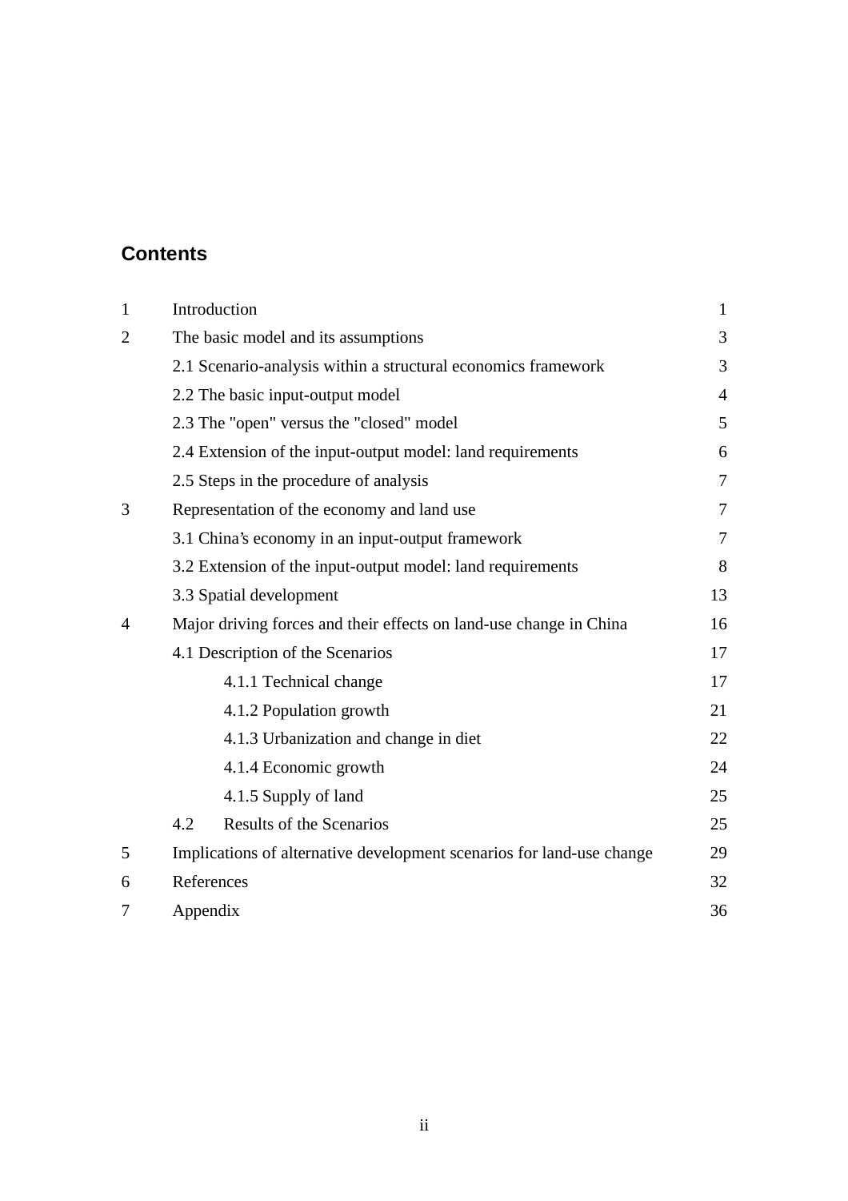## Contents

| | | |
|---|---|---|
| 1 | Introduction | 1 |
| 2 | The basic model and its assumptions | 3 |
| | 2.1 Scenario-analysis within a structural economics framework | 3 |
| | 2.2 The basic input-output model | 4 |
| | 2.3 The "open" versus the "closed" model | 5 |
| | 2.4 Extension of the input-output model: land requirements | 6 |
| | 2.5 Steps in the procedure of analysis | 7 |
| 3 | Representation of the economy and land use | 7 |
| | 3.1 China's economy in an input-output framework | 7 |
| | 3.2 Extension of the input-output model: land requirements | 8 |
| | 3.3 Spatial development | 13 |
| 4 | Major driving forces and their effects on land-use change in China | 16 |
| | 4.1 Description of the Scenarios | 17 |
| | 4.1.1 Technical change | 17 |
| | 4.1.2 Population growth | 21 |
| | 4.1.3 Urbanization and change in diet | 22 |
| | 4.1.4 Economic growth | 24 |
| | 4.1.5 Supply of land | 25 |
| | 4.2 Results of the Scenarios | 25 |
| 5 | Implications of alternative development scenarios for land-use change | 29 |
| 6 | References | 32 |
| 7 | Appendix | 36 |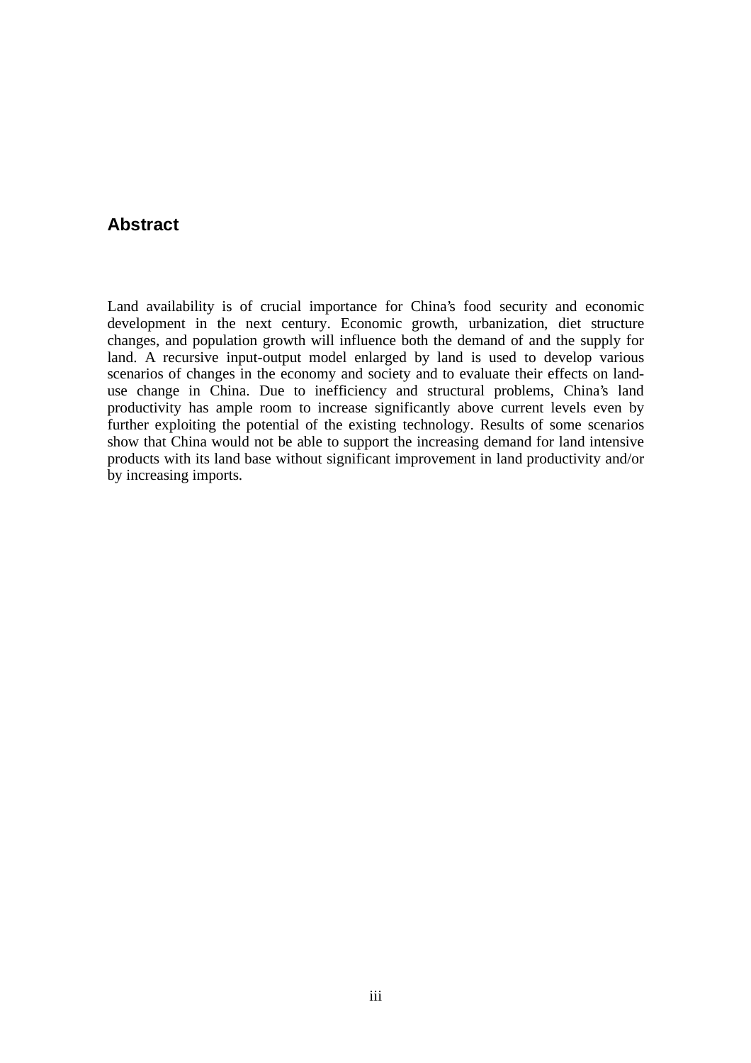## Abstract

Land availability is of crucial importance for China's food security and economic development in the next century. Economic growth, urbanization, diet structure changes, and population growth will influence both the demand of and the supply for land. A recursive input-output model enlarged by land is used to develop various scenarios of changes in the economy and society and to evaluate their effects on land-use change in China. Due to inefficiency and structural problems, China's land productivity has ample room to increase significantly above current levels even by further exploiting the potential of the existing technology. Results of some scenarios show that China would not be able to support the increasing demand for land intensive products with its land base without significant improvement in land productivity and/or by increasing imports.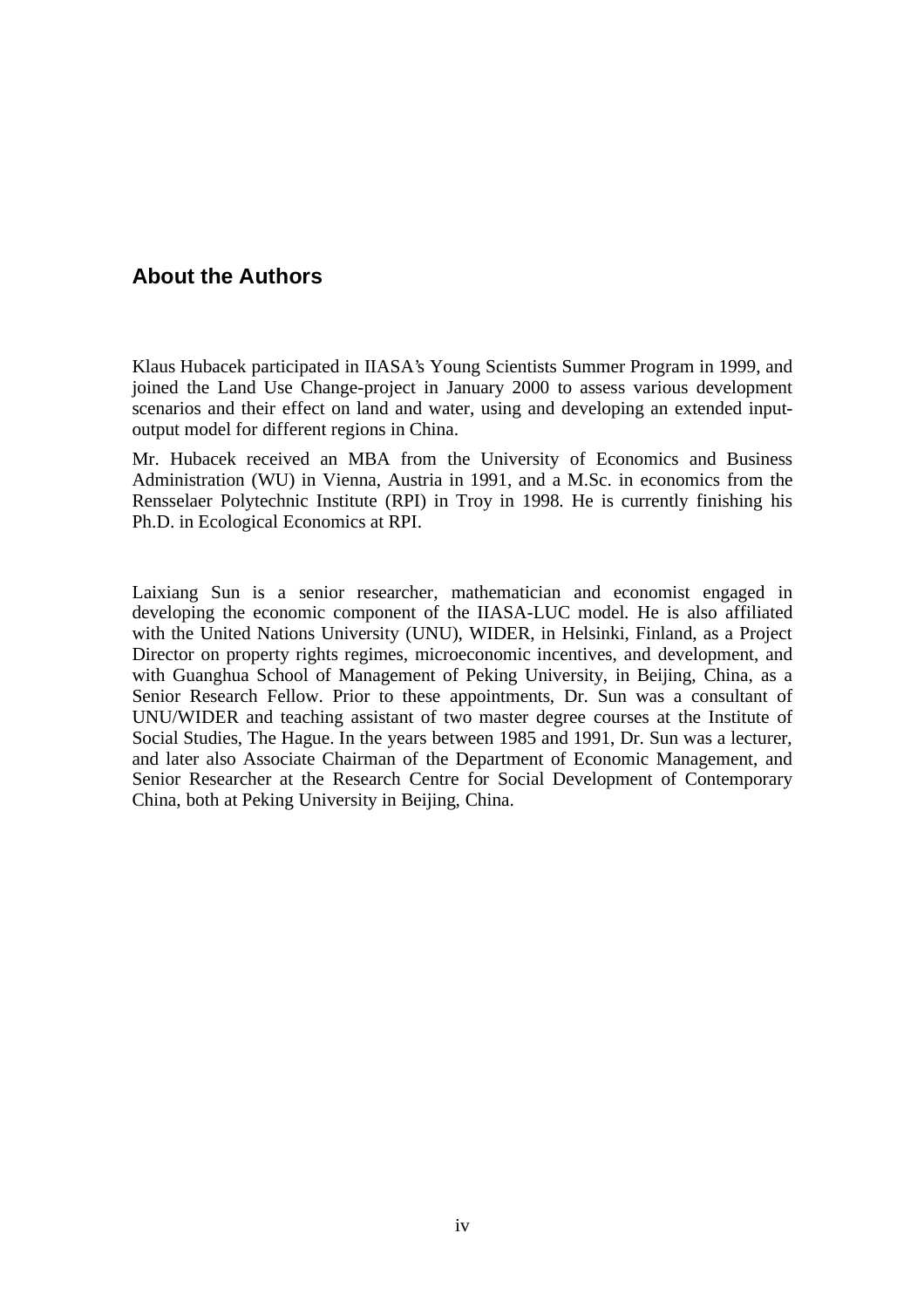## About the Authors

Klaus Hubacek participated in IIASA's Young Scientists Summer Program in 1999, and joined the Land Use Change-project in January 2000 to assess various development scenarios and their effect on land and water, using and developing an extended input-output model for different regions in China.

Mr. Hubacek received an MBA from the University of Economics and Business Administration (WU) in Vienna, Austria in 1991, and a M.Sc. in economics from the Rensselaer Polytechnic Institute (RPI) in Troy in 1998. He is currently finishing his Ph.D. in Ecological Economics at RPI.

Laixiang Sun is a senior researcher, mathematician and economist engaged in developing the economic component of the IIASA-LUC model. He is also affiliated with the United Nations University (UNU), WIDER, in Helsinki, Finland, as a Project Director on property rights regimes, microeconomic incentives, and development, and with Guanghua School of Management of Peking University, in Beijing, China, as a Senior Research Fellow. Prior to these appointments, Dr. Sun was a consultant of UNU/WIDER and teaching assistant of two master degree courses at the Institute of Social Studies, The Hague. In the years between 1985 and 1991, Dr. Sun was a lecturer, and later also Associate Chairman of the Department of Economic Management, and Senior Researcher at the Research Centre for Social Development of Contemporary China, both at Peking University in Beijing, China.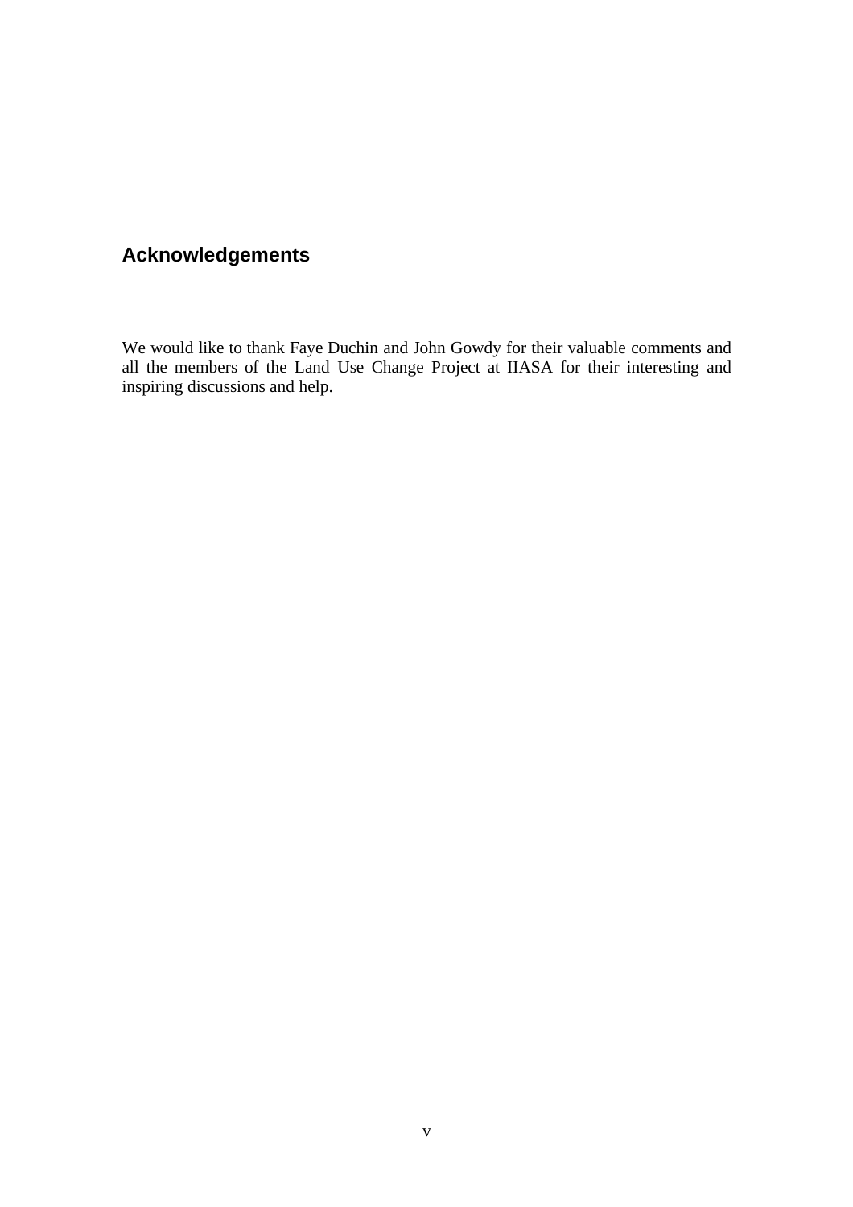## Acknowledgements

We would like to thank Faye Duchin and John Gowdy for their valuable comments and all the members of the Land Use Change Project at IIASA for their interesting and inspiring discussions and help.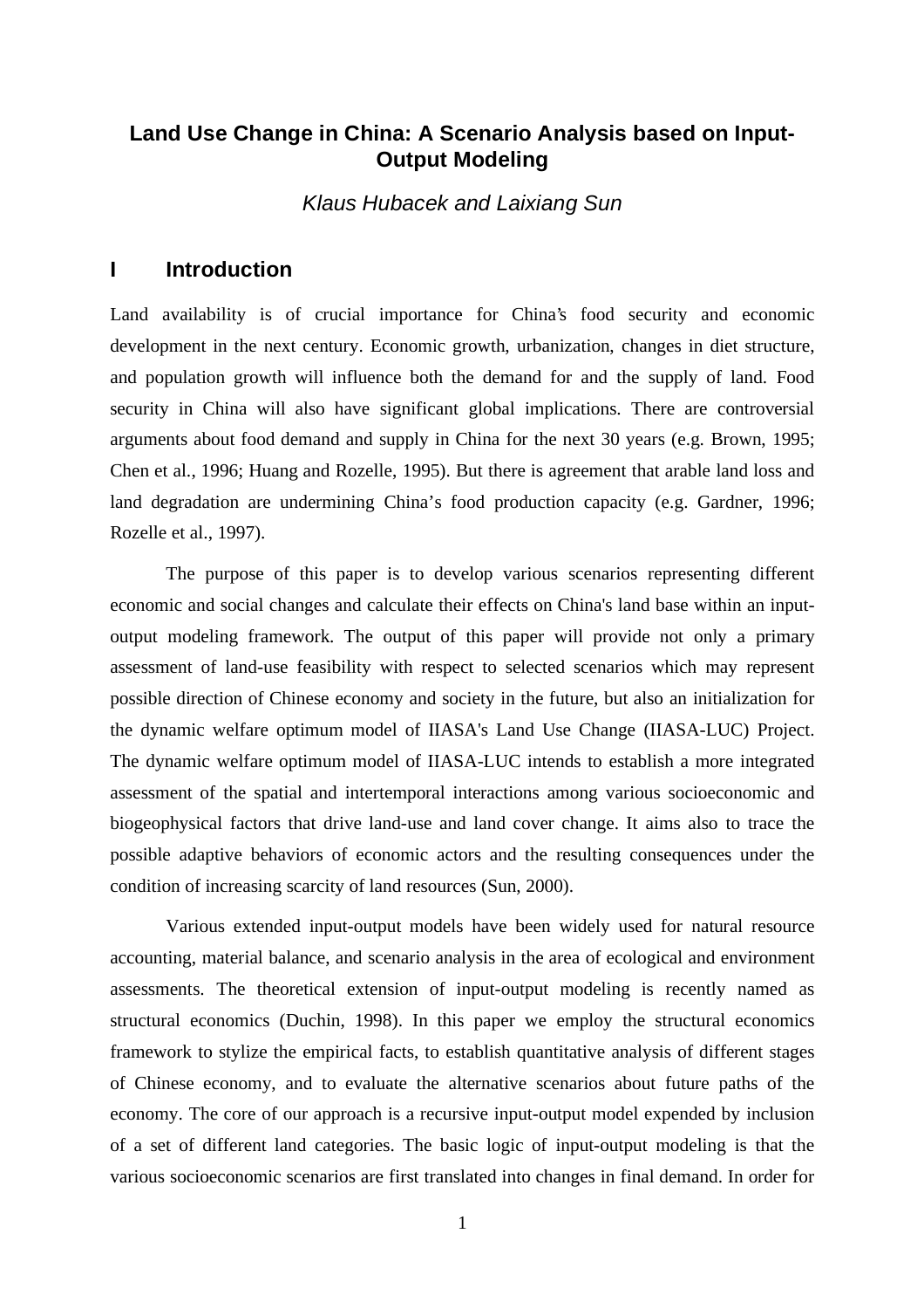# Land Use Change in China: A Scenario Analysis based on Input-Output Modeling

*Klaus Hubacek and Laixiang Sun*

## I Introduction

Land availability is of crucial importance for China's food security and economic development in the next century. Economic growth, urbanization, changes in diet structure, and population growth will influence both the demand for and the supply of land. Food security in China will also have significant global implications. There are controversial arguments about food demand and supply in China for the next 30 years (e.g. Brown, 1995; Chen et al., 1996; Huang and Rozelle, 1995). But there is agreement that arable land loss and land degradation are undermining China's food production capacity (e.g. Gardner, 1996; Rozelle et al., 1997).

The purpose of this paper is to develop various scenarios representing different economic and social changes and calculate their effects on China's land base within an input-output modeling framework. The output of this paper will provide not only a primary assessment of land-use feasibility with respect to selected scenarios which may represent possible direction of Chinese economy and society in the future, but also an initialization for the dynamic welfare optimum model of IIASA's Land Use Change (IIASA-LUC) Project. The dynamic welfare optimum model of IIASA-LUC intends to establish a more integrated assessment of the spatial and intertemporal interactions among various socioeconomic and biogeophysical factors that drive land-use and land cover change. It aims also to trace the possible adaptive behaviors of economic actors and the resulting consequences under the condition of increasing scarcity of land resources (Sun, 2000).

Various extended input-output models have been widely used for natural resource accounting, material balance, and scenario analysis in the area of ecological and environment assessments. The theoretical extension of input-output modeling is recently named as structural economics (Duchin, 1998). In this paper we employ the structural economics framework to stylize the empirical facts, to establish quantitative analysis of different stages of Chinese economy, and to evaluate the alternative scenarios about future paths of the economy. The core of our approach is a recursive input-output model expended by inclusion of a set of different land categories. The basic logic of input-output modeling is that the various socioeconomic scenarios are first translated into changes in final demand. In order for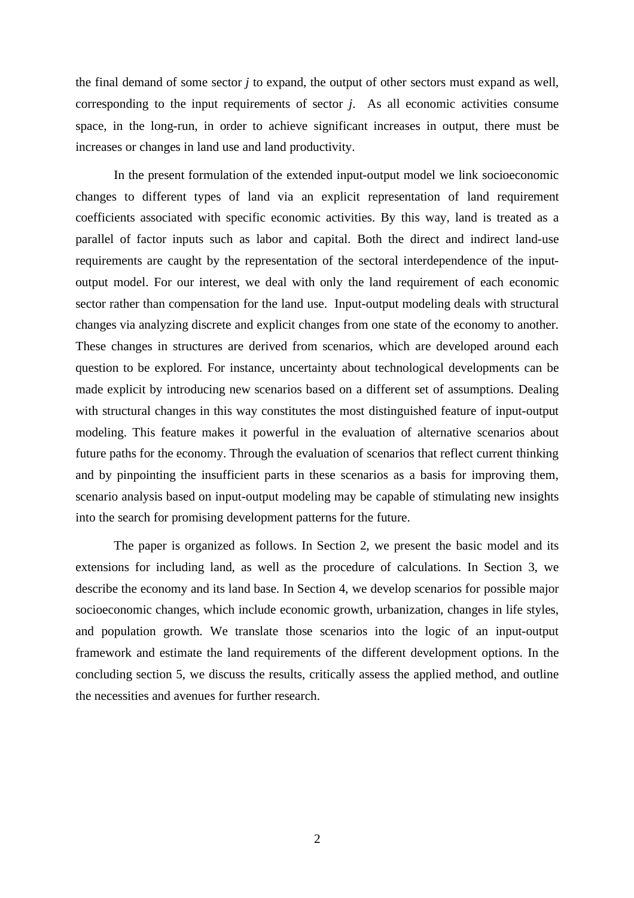the final demand of some sector *j* to expand, the output of other sectors must expand as well, corresponding to the input requirements of sector *j*. As all economic activities consume space, in the long-run, in order to achieve significant increases in output, there must be increases or changes in land use and land productivity.

In the present formulation of the extended input-output model we link socioeconomic changes to different types of land via an explicit representation of land requirement coefficients associated with specific economic activities. By this way, land is treated as a parallel of factor inputs such as labor and capital. Both the direct and indirect land-use requirements are caught by the representation of the sectoral interdependence of the input-output model. For our interest, we deal with only the land requirement of each economic sector rather than compensation for the land use. Input-output modeling deals with structural changes via analyzing discrete and explicit changes from one state of the economy to another. These changes in structures are derived from scenarios, which are developed around each question to be explored. For instance, uncertainty about technological developments can be made explicit by introducing new scenarios based on a different set of assumptions. Dealing with structural changes in this way constitutes the most distinguished feature of input-output modeling. This feature makes it powerful in the evaluation of alternative scenarios about future paths for the economy. Through the evaluation of scenarios that reflect current thinking and by pinpointing the insufficient parts in these scenarios as a basis for improving them, scenario analysis based on input-output modeling may be capable of stimulating new insights into the search for promising development patterns for the future.

The paper is organized as follows. In Section 2, we present the basic model and its extensions for including land, as well as the procedure of calculations. In Section 3, we describe the economy and its land base. In Section 4, we develop scenarios for possible major socioeconomic changes, which include economic growth, urbanization, changes in life styles, and population growth. We translate those scenarios into the logic of an input-output framework and estimate the land requirements of the different development options. In the concluding section 5, we discuss the results, critically assess the applied method, and outline the necessities and avenues for further research.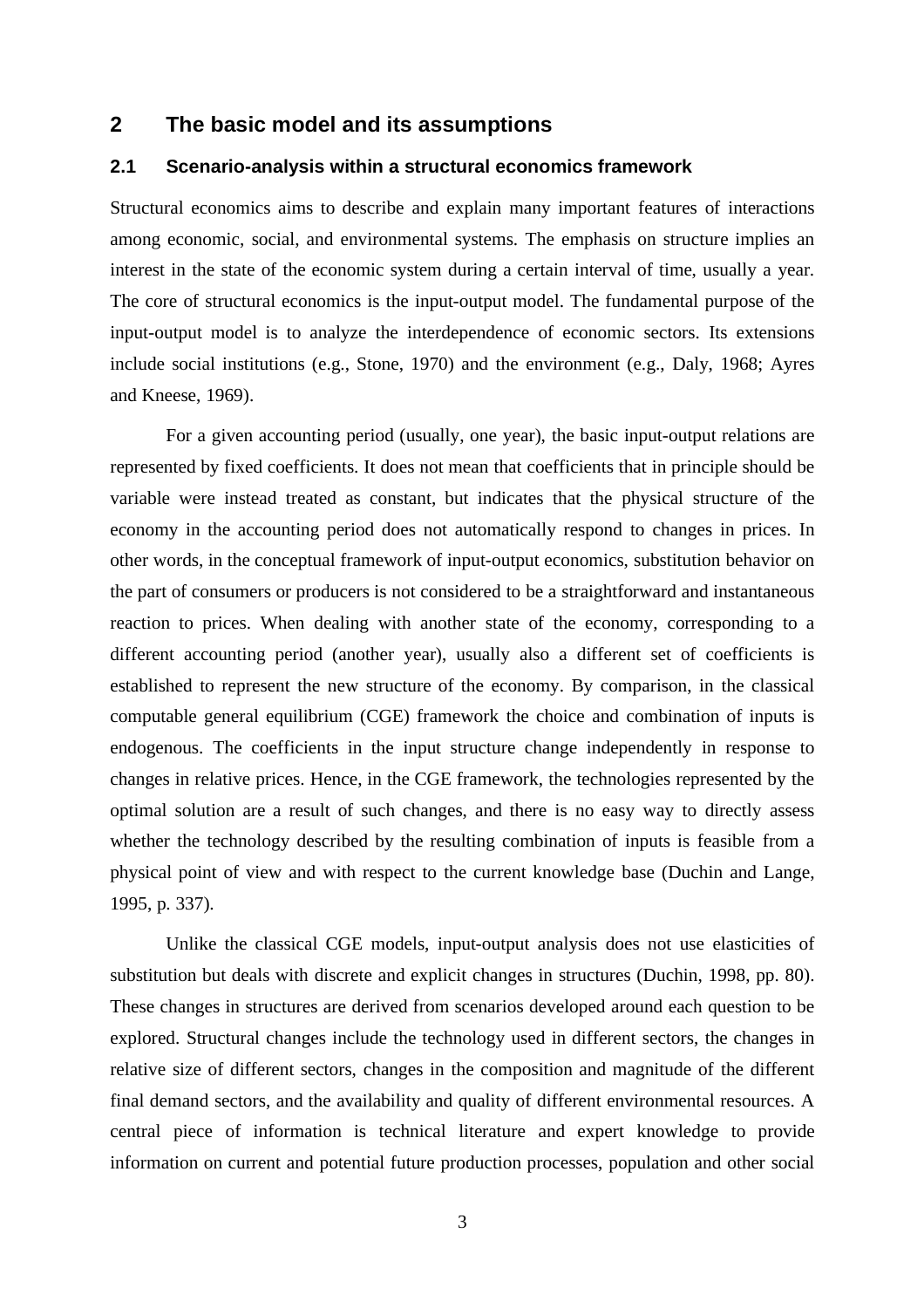# 2 The basic model and its assumptions

## 2.1 Scenario-analysis within a structural economics framework

Structural economics aims to describe and explain many important features of interactions among economic, social, and environmental systems. The emphasis on structure implies an interest in the state of the economic system during a certain interval of time, usually a year. The core of structural economics is the input-output model. The fundamental purpose of the input-output model is to analyze the interdependence of economic sectors. Its extensions include social institutions (e.g., Stone, 1970) and the environment (e.g., Daly, 1968; Ayres and Kneese, 1969).

For a given accounting period (usually, one year), the basic input-output relations are represented by fixed coefficients. It does not mean that coefficients that in principle should be variable were instead treated as constant, but indicates that the physical structure of the economy in the accounting period does not automatically respond to changes in prices. In other words, in the conceptual framework of input-output economics, substitution behavior on the part of consumers or producers is not considered to be a straightforward and instantaneous reaction to prices. When dealing with another state of the economy, corresponding to a different accounting period (another year), usually also a different set of coefficients is established to represent the new structure of the economy. By comparison, in the classical computable general equilibrium (CGE) framework the choice and combination of inputs is endogenous. The coefficients in the input structure change independently in response to changes in relative prices. Hence, in the CGE framework, the technologies represented by the optimal solution are a result of such changes, and there is no easy way to directly assess whether the technology described by the resulting combination of inputs is feasible from a physical point of view and with respect to the current knowledge base (Duchin and Lange, 1995, p. 337).

Unlike the classical CGE models, input-output analysis does not use elasticities of substitution but deals with discrete and explicit changes in structures (Duchin, 1998, pp. 80). These changes in structures are derived from scenarios developed around each question to be explored. Structural changes include the technology used in different sectors, the changes in relative size of different sectors, changes in the composition and magnitude of the different final demand sectors, and the availability and quality of different environmental resources. A central piece of information is technical literature and expert knowledge to provide information on current and potential future production processes, population and other social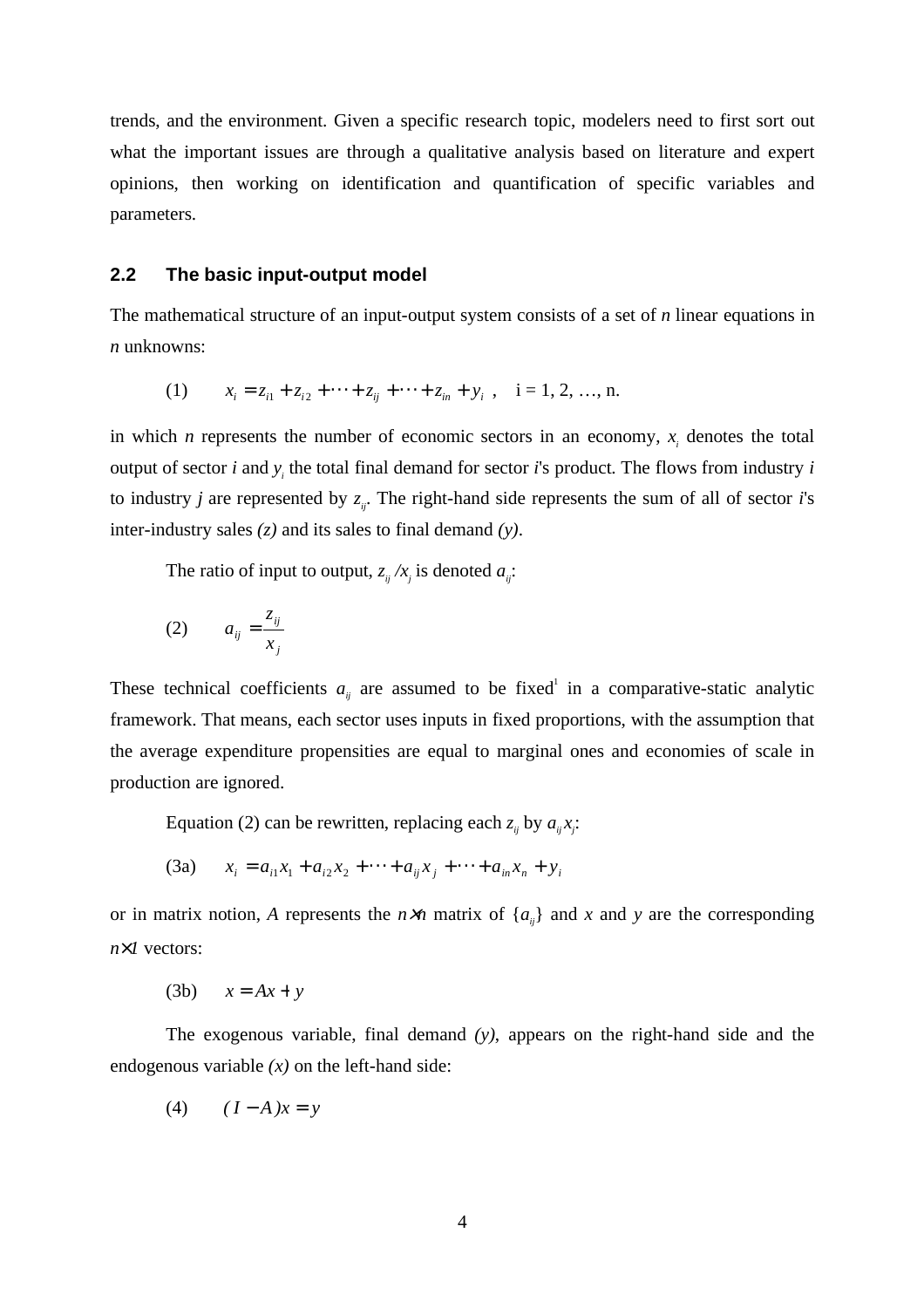trends, and the environment. Given a specific research topic, modelers need to first sort out what the important issues are through a qualitative analysis based on literature and expert opinions, then working on identification and quantification of specific variables and parameters.

## 2.2 The basic input-output model

The mathematical structure of an input-output system consists of a set of *n* linear equations in *n* unknowns:

(1) $$x_i = z_{i1} + z_{i2} + \cdots + z_{ij} + \cdots + z_{in} + y_i \;, \quad i = 1, 2, \ldots, n.$$

in which *n* represents the number of economic sectors in an economy, $x_i$ denotes the total output of sector *i* and $y_i$ the total final demand for sector *i*'s product. The flows from industry *i* to industry *j* are represented by $z_{ij}$. The right-hand side represents the sum of all of sector *i*'s inter-industry sales *(z)* and its sales to final demand *(y)*.

The ratio of input to output, $z_{ij} / x_j$ is denoted $a_{ij}$:

(2) $$a_{ij} = \frac{z_{ij}}{x_j}$$

These technical coefficients $a_{ij}$ are assumed to be fixed[1] in a comparative-static analytic framework. That means, each sector uses inputs in fixed proportions, with the assumption that the average expenditure propensities are equal to marginal ones and economies of scale in production are ignored.

Equation (2) can be rewritten, replacing each $z_{ij}$ by $a_{ij} x_j$:

(3a) $$x_i = a_{i1}x_1 + a_{i2}x_2 + \cdots + a_{ij}x_j + \cdots + a_{in}x_n + y_i$$

or in matrix notion, *A* represents the $n \times n$ matrix of $\{a_{ij}\}$ and *x* and *y* are the corresponding $n \times 1$ vectors:

(3b) $$x = Ax + y$$

The exogenous variable, final demand *(y)*, appears on the right-hand side and the endogenous variable *(x)* on the left-hand side:

(4) $$(I - A)x = y$$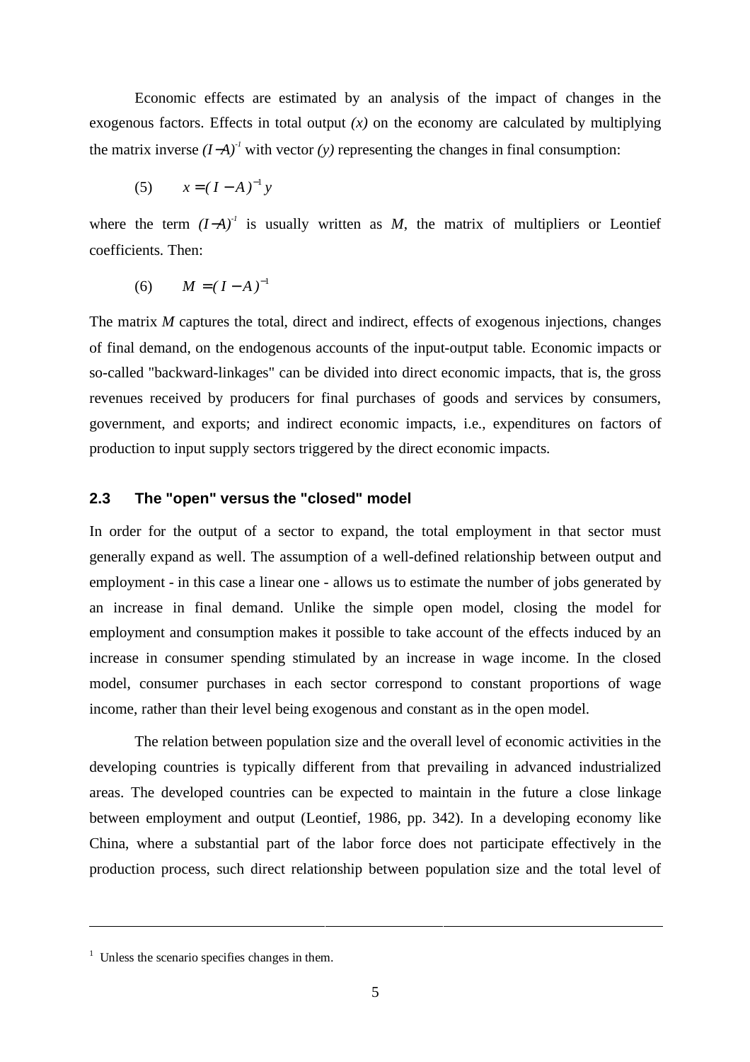Economic effects are estimated by an analysis of the impact of changes in the exogenous factors. Effects in total output *(x)* on the economy are calculated by multiplying the matrix inverse $(I-A)^{-1}$ with vector *(y)* representing the changes in final consumption:

$$(5) \qquad x = (I - A)^{-1} y$$

where the term $(I-A)^{-1}$ is usually written as *M*, the matrix of multipliers or Leontief coefficients. Then:

$$(6) \qquad M = (I - A)^{-1}$$

The matrix *M* captures the total, direct and indirect, effects of exogenous injections, changes of final demand, on the endogenous accounts of the input-output table. Economic impacts or so-called "backward-linkages" can be divided into direct economic impacts, that is, the gross revenues received by producers for final purchases of goods and services by consumers, government, and exports; and indirect economic impacts, i.e., expenditures on factors of production to input supply sectors triggered by the direct economic impacts.

### 2.3 The "open" versus the "closed" model

In order for the output of a sector to expand, the total employment in that sector must generally expand as well. The assumption of a well-defined relationship between output and employment - in this case a linear one - allows us to estimate the number of jobs generated by an increase in final demand. Unlike the simple open model, closing the model for employment and consumption makes it possible to take account of the effects induced by an increase in consumer spending stimulated by an increase in wage income. In the closed model, consumer purchases in each sector correspond to constant proportions of wage income, rather than their level being exogenous and constant as in the open model.

The relation between population size and the overall level of economic activities in the developing countries is typically different from that prevailing in advanced industrialized areas. The developed countries can be expected to maintain in the future a close linkage between employment and output (Leontief, 1986, pp. 342). In a developing economy like China, where a substantial part of the labor force does not participate effectively in the production process, such direct relationship between population size and the total level of

---

[1] Unless the scenario specifies changes in them.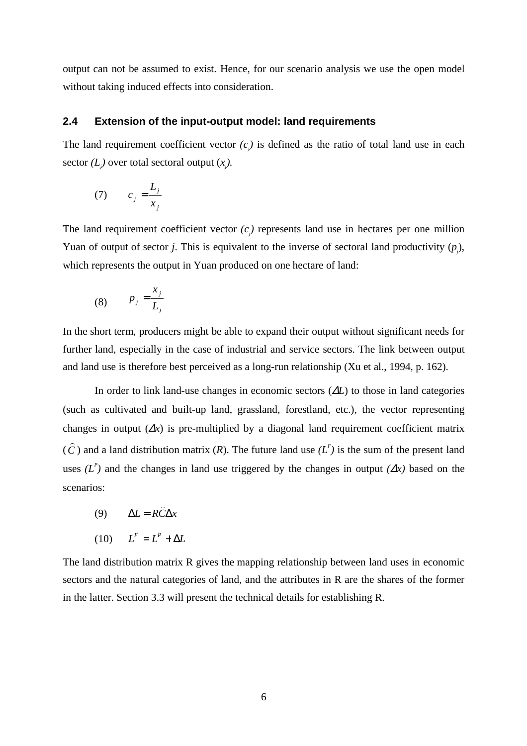output can not be assumed to exist. Hence, for our scenario analysis we use the open model without taking induced effects into consideration.

## 2.4 Extension of the input-output model: land requirements

The land requirement coefficient vector *($c_j$)* is defined as the ratio of total land use in each sector *($L_j$)* over total sectoral output ($x_j$*)*.

$$(7) \qquad c_j = \frac{L_j}{x_j}$$

The land requirement coefficient vector *($c_j$)* represents land use in hectares per one million Yuan of output of sector *j*. This is equivalent to the inverse of sectoral land productivity ($p_j$), which represents the output in Yuan produced on one hectare of land:

$$(8) \qquad p_j = \frac{x_j}{L_j}$$

In the short term, producers might be able to expand their output without significant needs for further land, especially in the case of industrial and service sectors. The link between output and land use is therefore best perceived as a long-run relationship (Xu et al., 1994, p. 162).

In order to link land-use changes in economic sectors ($\Delta L$) to those in land categories (such as cultivated and built-up land, grassland, forestland, etc.), the vector representing changes in output ($\Delta x$) is pre-multiplied by a diagonal land requirement coefficient matrix ($\hat{C}$) and a land distribution matrix (*R*). The future land use *($L^F$)* is the sum of the present land uses *($L^P$)* and the changes in land use triggered by the changes in output *($\Delta x$)* based on the scenarios:

$$(9) \qquad \Delta L = R\hat{C}\Delta x$$

$$(10) \qquad L^F = L^P + \Delta L$$

The land distribution matrix R gives the mapping relationship between land uses in economic sectors and the natural categories of land, and the attributes in R are the shares of the former in the latter. Section 3.3 will present the technical details for establishing R.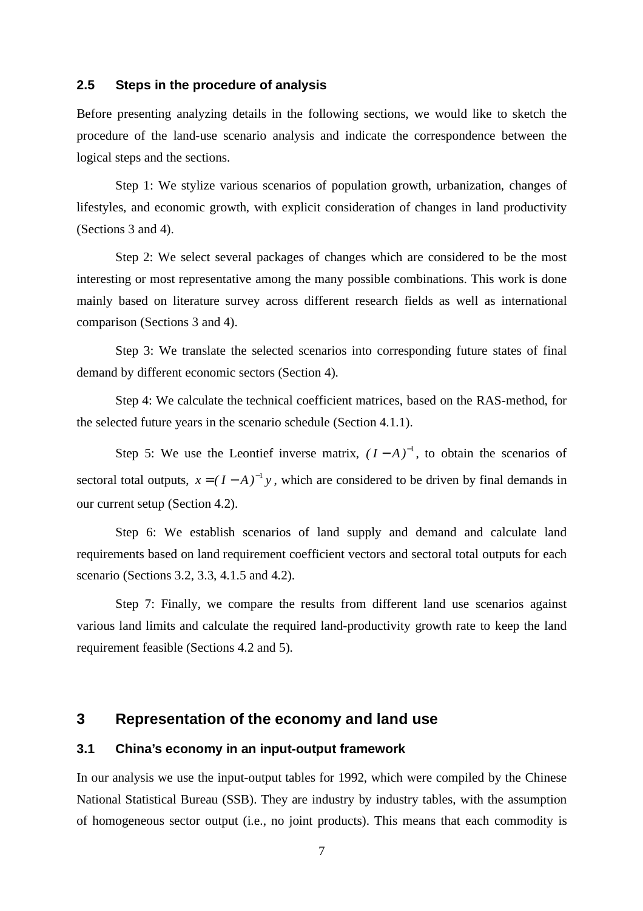### 2.5 Steps in the procedure of analysis

Before presenting analyzing details in the following sections, we would like to sketch the procedure of the land-use scenario analysis and indicate the correspondence between the logical steps and the sections.

Step 1: We stylize various scenarios of population growth, urbanization, changes of lifestyles, and economic growth, with explicit consideration of changes in land productivity (Sections 3 and 4).

Step 2: We select several packages of changes which are considered to be the most interesting or most representative among the many possible combinations. This work is done mainly based on literature survey across different research fields as well as international comparison (Sections 3 and 4).

Step 3: We translate the selected scenarios into corresponding future states of final demand by different economic sectors (Section 4).

Step 4: We calculate the technical coefficient matrices, based on the RAS-method, for the selected future years in the scenario schedule (Section 4.1.1).

Step 5: We use the Leontief inverse matrix, $(I - A)^{-1}$, to obtain the scenarios of sectoral total outputs, $x = (I - A)^{-1} y$, which are considered to be driven by final demands in our current setup (Section 4.2).

Step 6: We establish scenarios of land supply and demand and calculate land requirements based on land requirement coefficient vectors and sectoral total outputs for each scenario (Sections 3.2, 3.3, 4.1.5 and 4.2).

Step 7: Finally, we compare the results from different land use scenarios against various land limits and calculate the required land-productivity growth rate to keep the land requirement feasible (Sections 4.2 and 5).

## 3 Representation of the economy and land use

### 3.1 China's economy in an input-output framework

In our analysis we use the input-output tables for 1992, which were compiled by the Chinese National Statistical Bureau (SSB). They are industry by industry tables, with the assumption of homogeneous sector output (i.e., no joint products). This means that each commodity is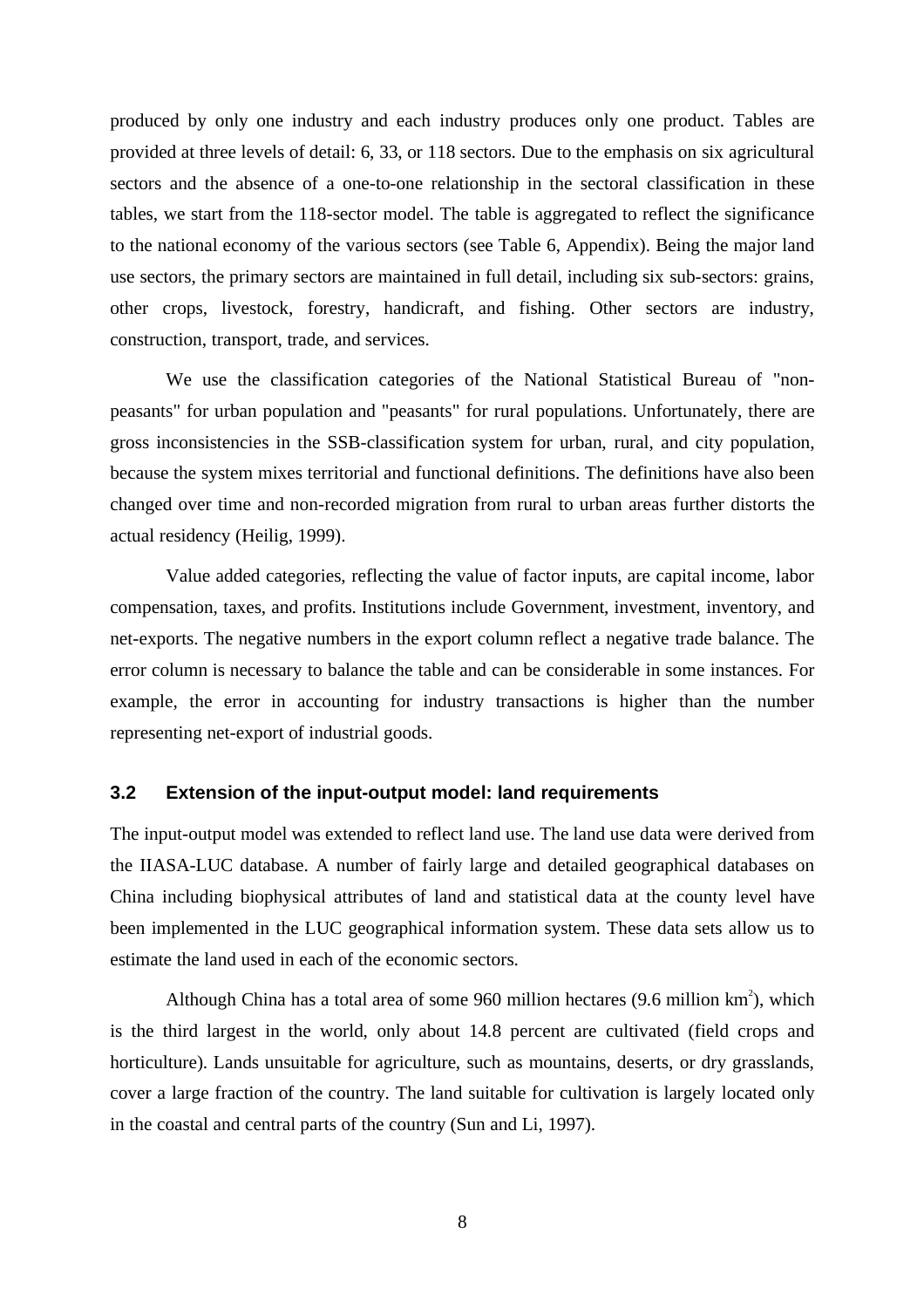produced by only one industry and each industry produces only one product. Tables are provided at three levels of detail: 6, 33, or 118 sectors. Due to the emphasis on six agricultural sectors and the absence of a one-to-one relationship in the sectoral classification in these tables, we start from the 118-sector model. The table is aggregated to reflect the significance to the national economy of the various sectors (see Table 6, Appendix). Being the major land use sectors, the primary sectors are maintained in full detail, including six sub-sectors: grains, other crops, livestock, forestry, handicraft, and fishing. Other sectors are industry, construction, transport, trade, and services.

We use the classification categories of the National Statistical Bureau of "non-peasants" for urban population and "peasants" for rural populations. Unfortunately, there are gross inconsistencies in the SSB-classification system for urban, rural, and city population, because the system mixes territorial and functional definitions. The definitions have also been changed over time and non-recorded migration from rural to urban areas further distorts the actual residency (Heilig, 1999).

Value added categories, reflecting the value of factor inputs, are capital income, labor compensation, taxes, and profits. Institutions include Government, investment, inventory, and net-exports. The negative numbers in the export column reflect a negative trade balance. The error column is necessary to balance the table and can be considerable in some instances. For example, the error in accounting for industry transactions is higher than the number representing net-export of industrial goods.

### 3.2 Extension of the input-output model: land requirements

The input-output model was extended to reflect land use. The land use data were derived from the IIASA-LUC database. A number of fairly large and detailed geographical databases on China including biophysical attributes of land and statistical data at the county level have been implemented in the LUC geographical information system. These data sets allow us to estimate the land used in each of the economic sectors.

Although China has a total area of some 960 million hectares (9.6 million $km^2$), which is the third largest in the world, only about 14.8 percent are cultivated (field crops and horticulture). Lands unsuitable for agriculture, such as mountains, deserts, or dry grasslands, cover a large fraction of the country. The land suitable for cultivation is largely located only in the coastal and central parts of the country (Sun and Li, 1997).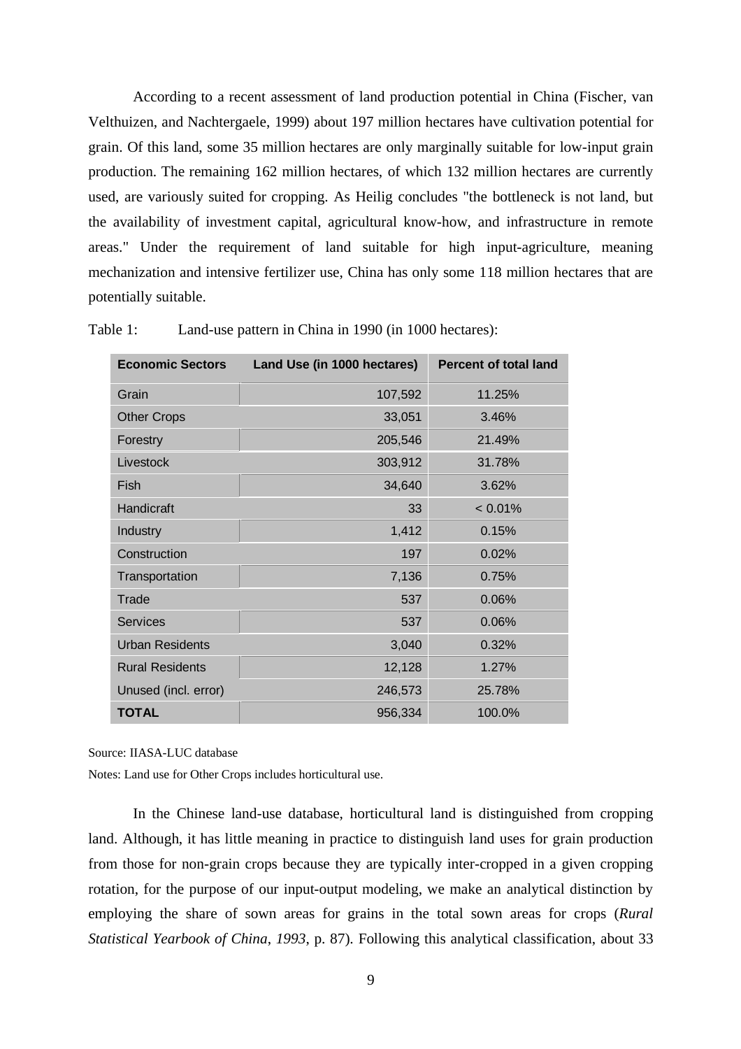According to a recent assessment of land production potential in China (Fischer, van Velthuizen, and Nachtergaele, 1999) about 197 million hectares have cultivation potential for grain. Of this land, some 35 million hectares are only marginally suitable for low-input grain production. The remaining 162 million hectares, of which 132 million hectares are currently used, are variously suited for cropping. As Heilig concludes "the bottleneck is not land, but the availability of investment capital, agricultural know-how, and infrastructure in remote areas." Under the requirement of land suitable for high input-agriculture, meaning mechanization and intensive fertilizer use, China has only some 118 million hectares that are potentially suitable.

Table 1: Land-use pattern in China in 1990 (in 1000 hectares):

| Economic Sectors | Land Use (in 1000 hectares) | Percent of total land |
|---|---|---|
| Grain | 107,592 | 11.25% |
| Other Crops | 33,051 | 3.46% |
| Forestry | 205,546 | 21.49% |
| Livestock | 303,912 | 31.78% |
| Fish | 34,640 | 3.62% |
| Handicraft | 33 | < 0.01% |
| Industry | 1,412 | 0.15% |
| Construction | 197 | 0.02% |
| Transportation | 7,136 | 0.75% |
| Trade | 537 | 0.06% |
| Services | 537 | 0.06% |
| Urban Residents | 3,040 | 0.32% |
| Rural Residents | 12,128 | 1.27% |
| Unused (incl. error) | 246,573 | 25.78% |
| **TOTAL** | 956,334 | 100.0% |

Source: IIASA-LUC database

Notes: Land use for Other Crops includes horticultural use.

In the Chinese land-use database, horticultural land is distinguished from cropping land. Although, it has little meaning in practice to distinguish land uses for grain production from those for non-grain crops because they are typically inter-cropped in a given cropping rotation, for the purpose of our input-output modeling, we make an analytical distinction by employing the share of sown areas for grains in the total sown areas for crops (*Rural Statistical Yearbook of China, 1993*, p. 87). Following this analytical classification, about 33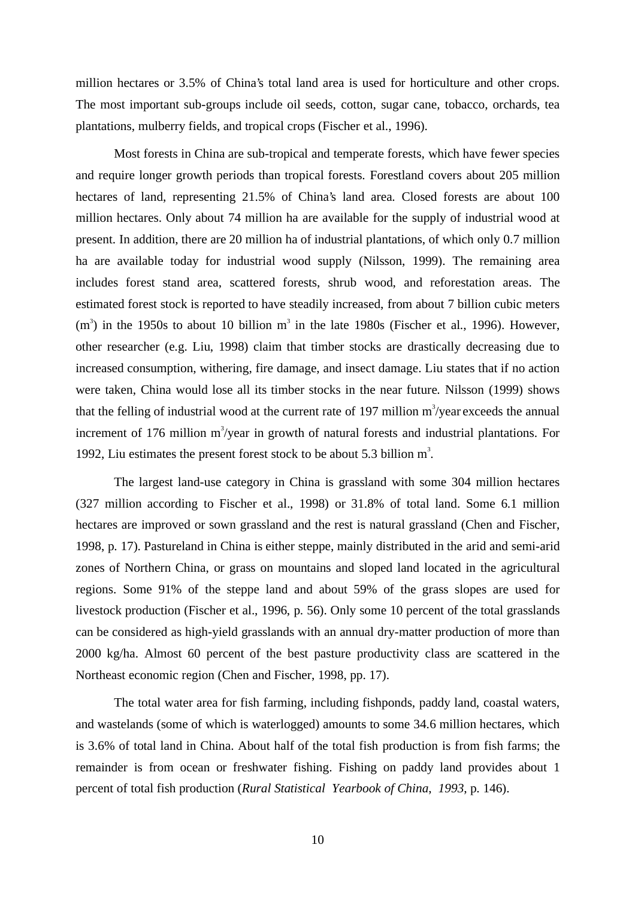million hectares or 3.5% of China's total land area is used for horticulture and other crops. The most important sub-groups include oil seeds, cotton, sugar cane, tobacco, orchards, tea plantations, mulberry fields, and tropical crops (Fischer et al., 1996).

Most forests in China are sub-tropical and temperate forests, which have fewer species and require longer growth periods than tropical forests. Forestland covers about 205 million hectares of land, representing 21.5% of China's land area. Closed forests are about 100 million hectares. Only about 74 million ha are available for the supply of industrial wood at present. In addition, there are 20 million ha of industrial plantations, of which only 0.7 million ha are available today for industrial wood supply (Nilsson, 1999). The remaining area includes forest stand area, scattered forests, shrub wood, and reforestation areas. The estimated forest stock is reported to have steadily increased, from about 7 billion cubic meters ($m^3$) in the 1950s to about 10 billion $m^3$ in the late 1980s (Fischer et al., 1996). However, other researcher (e.g. Liu, 1998) claim that timber stocks are drastically decreasing due to increased consumption, withering, fire damage, and insect damage. Liu states that if no action were taken, China would lose all its timber stocks in the near future. Nilsson (1999) shows that the felling of industrial wood at the current rate of 197 million $m^3$/year exceeds the annual increment of 176 million $m^3$/year in growth of natural forests and industrial plantations. For 1992, Liu estimates the present forest stock to be about 5.3 billion $m^3$.

The largest land-use category in China is grassland with some 304 million hectares (327 million according to Fischer et al., 1998) or 31.8% of total land. Some 6.1 million hectares are improved or sown grassland and the rest is natural grassland (Chen and Fischer, 1998, p. 17). Pastureland in China is either steppe, mainly distributed in the arid and semi-arid zones of Northern China, or grass on mountains and sloped land located in the agricultural regions. Some 91% of the steppe land and about 59% of the grass slopes are used for livestock production (Fischer et al., 1996, p. 56). Only some 10 percent of the total grasslands can be considered as high-yield grasslands with an annual dry-matter production of more than 2000 kg/ha. Almost 60 percent of the best pasture productivity class are scattered in the Northeast economic region (Chen and Fischer, 1998, pp. 17).

The total water area for fish farming, including fishponds, paddy land, coastal waters, and wastelands (some of which is waterlogged) amounts to some 34.6 million hectares, which is 3.6% of total land in China. About half of the total fish production is from fish farms; the remainder is from ocean or freshwater fishing. Fishing on paddy land provides about 1 percent of total fish production (*Rural Statistical Yearbook of China*, *1993*, p. 146).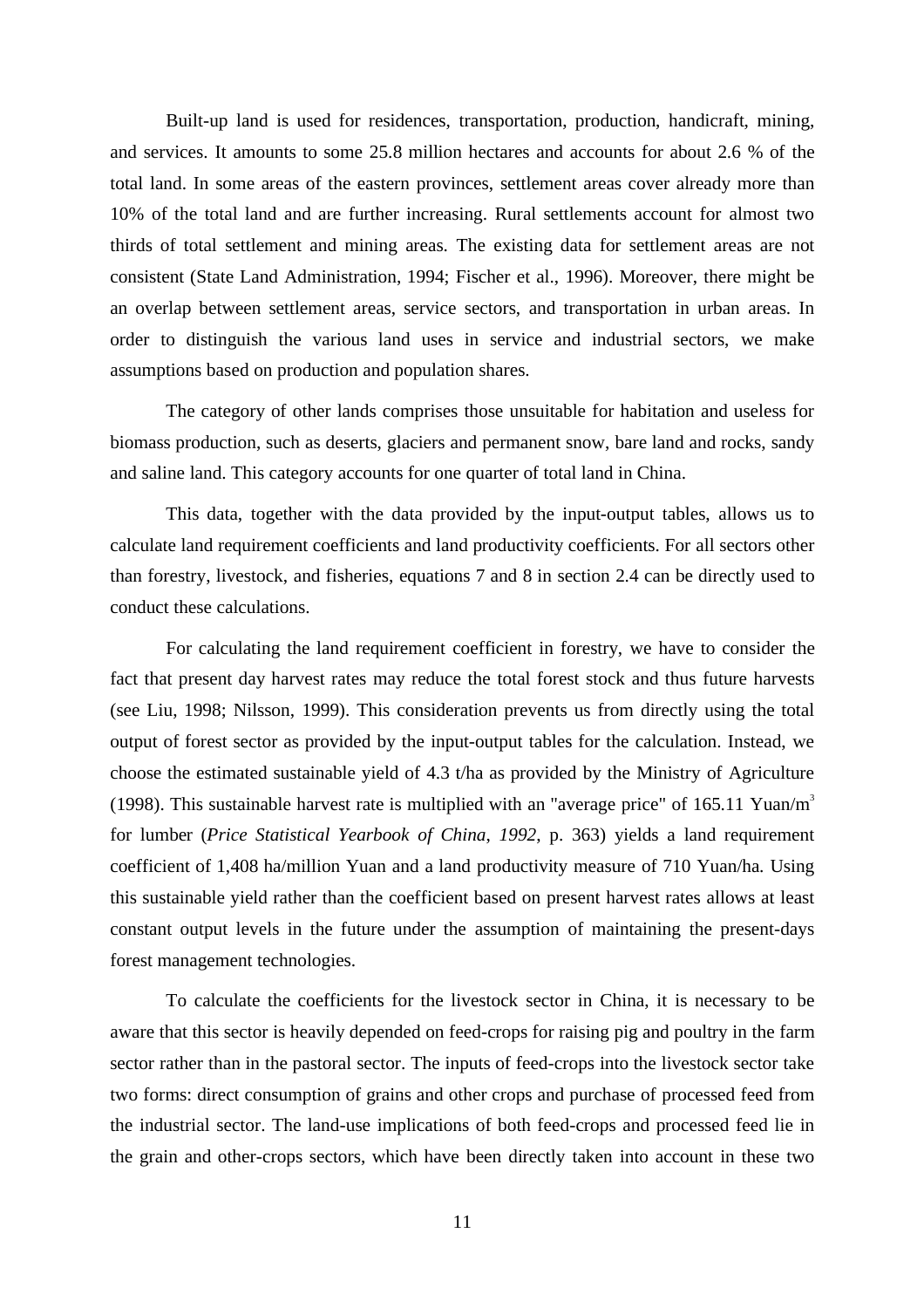Built-up land is used for residences, transportation, production, handicraft, mining, and services. It amounts to some 25.8 million hectares and accounts for about 2.6 % of the total land. In some areas of the eastern provinces, settlement areas cover already more than 10% of the total land and are further increasing. Rural settlements account for almost two thirds of total settlement and mining areas. The existing data for settlement areas are not consistent (State Land Administration, 1994; Fischer et al., 1996). Moreover, there might be an overlap between settlement areas, service sectors, and transportation in urban areas. In order to distinguish the various land uses in service and industrial sectors, we make assumptions based on production and population shares.

The category of other lands comprises those unsuitable for habitation and useless for biomass production, such as deserts, glaciers and permanent snow, bare land and rocks, sandy and saline land. This category accounts for one quarter of total land in China.

This data, together with the data provided by the input-output tables, allows us to calculate land requirement coefficients and land productivity coefficients. For all sectors other than forestry, livestock, and fisheries, equations 7 and 8 in section 2.4 can be directly used to conduct these calculations.

For calculating the land requirement coefficient in forestry, we have to consider the fact that present day harvest rates may reduce the total forest stock and thus future harvests (see Liu, 1998; Nilsson, 1999). This consideration prevents us from directly using the total output of forest sector as provided by the input-output tables for the calculation. Instead, we choose the estimated sustainable yield of 4.3 t/ha as provided by the Ministry of Agriculture (1998). This sustainable harvest rate is multiplied with an "average price" of 165.11 Yuan/m$^3$ for lumber (*Price Statistical Yearbook of China*, *1992*, p. 363) yields a land requirement coefficient of 1,408 ha/million Yuan and a land productivity measure of 710 Yuan/ha. Using this sustainable yield rather than the coefficient based on present harvest rates allows at least constant output levels in the future under the assumption of maintaining the present-days forest management technologies.

To calculate the coefficients for the livestock sector in China, it is necessary to be aware that this sector is heavily depended on feed-crops for raising pig and poultry in the farm sector rather than in the pastoral sector. The inputs of feed-crops into the livestock sector take two forms: direct consumption of grains and other crops and purchase of processed feed from the industrial sector. The land-use implications of both feed-crops and processed feed lie in the grain and other-crops sectors, which have been directly taken into account in these two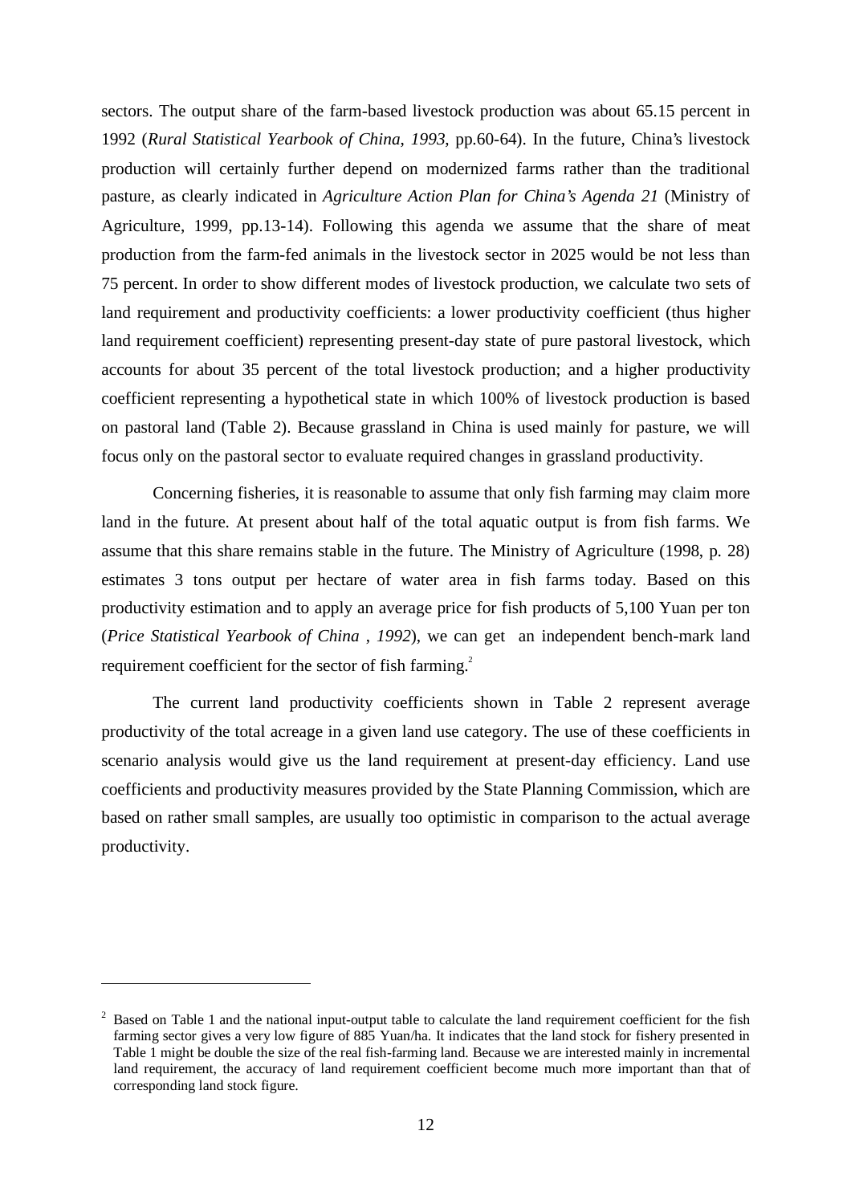sectors. The output share of the farm-based livestock production was about 65.15 percent in 1992 (*Rural Statistical Yearbook of China*, *1993*, pp.60-64). In the future, China's livestock production will certainly further depend on modernized farms rather than the traditional pasture, as clearly indicated in *Agriculture Action Plan for China's Agenda 21* (Ministry of Agriculture, 1999, pp.13-14). Following this agenda we assume that the share of meat production from the farm-fed animals in the livestock sector in 2025 would be not less than 75 percent. In order to show different modes of livestock production, we calculate two sets of land requirement and productivity coefficients: a lower productivity coefficient (thus higher land requirement coefficient) representing present-day state of pure pastoral livestock, which accounts for about 35 percent of the total livestock production; and a higher productivity coefficient representing a hypothetical state in which 100% of livestock production is based on pastoral land (Table 2). Because grassland in China is used mainly for pasture, we will focus only on the pastoral sector to evaluate required changes in grassland productivity.

Concerning fisheries, it is reasonable to assume that only fish farming may claim more land in the future. At present about half of the total aquatic output is from fish farms. We assume that this share remains stable in the future. The Ministry of Agriculture (1998, p. 28) estimates 3 tons output per hectare of water area in fish farms today. Based on this productivity estimation and to apply an average price for fish products of 5,100 Yuan per ton (*Price Statistical Yearbook of China* , *1992*), we can get an independent bench-mark land requirement coefficient for the sector of fish farming.[2]

The current land productivity coefficients shown in Table 2 represent average productivity of the total acreage in a given land use category. The use of these coefficients in scenario analysis would give us the land requirement at present-day efficiency. Land use coefficients and productivity measures provided by the State Planning Commission, which are based on rather small samples, are usually too optimistic in comparison to the actual average productivity.

---

[2] Based on Table 1 and the national input-output table to calculate the land requirement coefficient for the fish farming sector gives a very low figure of 885 Yuan/ha. It indicates that the land stock for fishery presented in Table 1 might be double the size of the real fish-farming land. Because we are interested mainly in incremental land requirement, the accuracy of land requirement coefficient become much more important than that of corresponding land stock figure.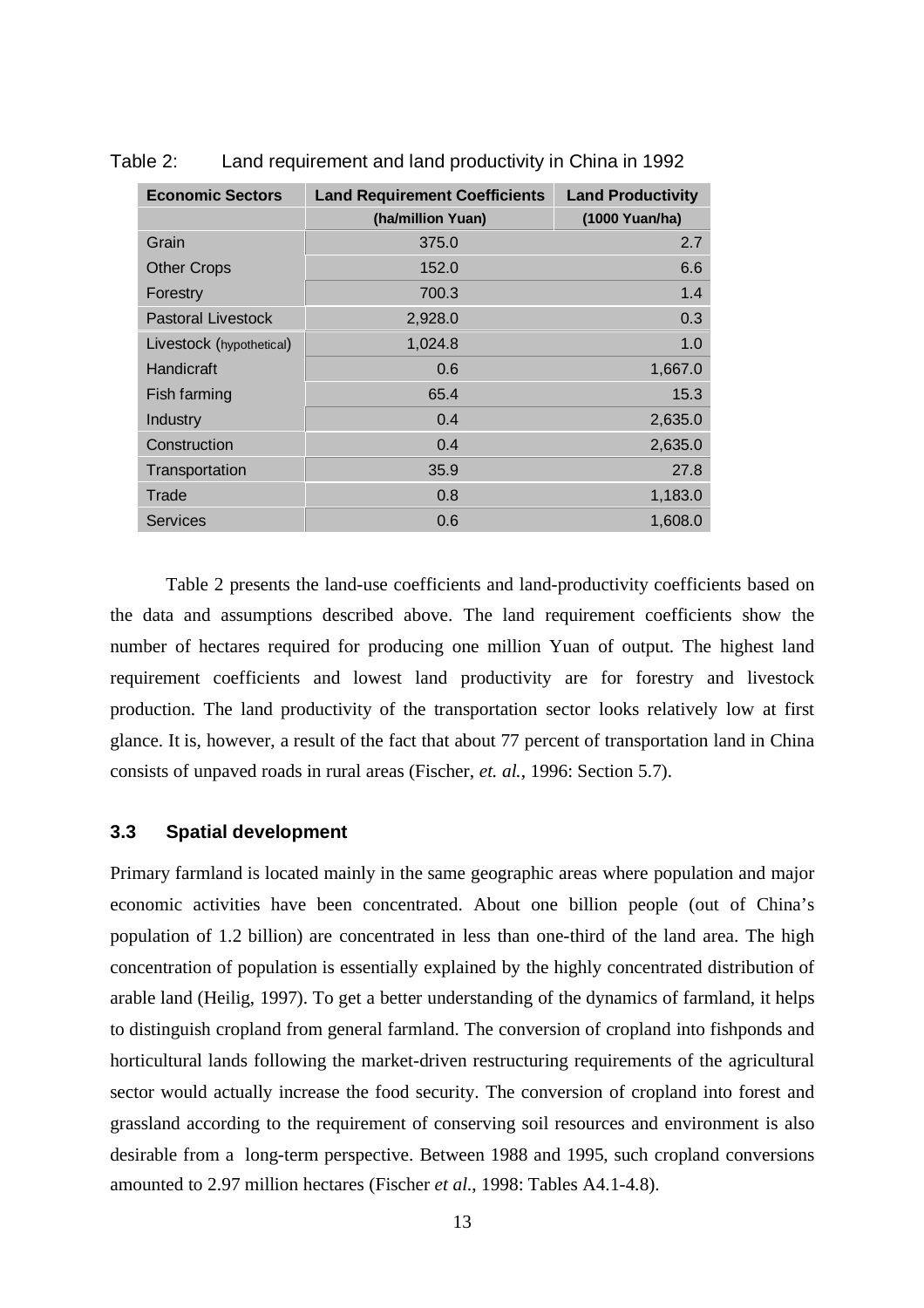Table 2: Land requirement and land productivity in China in 1992

| Economic Sectors | Land Requirement Coefficients | Land Productivity |
|---|---|---|
| | (ha/million Yuan) | (1000 Yuan/ha) |
| Grain | 375.0 | 2.7 |
| Other Crops | 152.0 | 6.6 |
| Forestry | 700.3 | 1.4 |
| Pastoral Livestock | 2,928.0 | 0.3 |
| Livestock (hypothetical) | 1,024.8 | 1.0 |
| Handicraft | 0.6 | 1,667.0 |
| Fish farming | 65.4 | 15.3 |
| Industry | 0.4 | 2,635.0 |
| Construction | 0.4 | 2,635.0 |
| Transportation | 35.9 | 27.8 |
| Trade | 0.8 | 1,183.0 |
| Services | 0.6 | 1,608.0 |

Table 2 presents the land-use coefficients and land-productivity coefficients based on the data and assumptions described above. The land requirement coefficients show the number of hectares required for producing one million Yuan of output. The highest land requirement coefficients and lowest land productivity are for forestry and livestock production. The land productivity of the transportation sector looks relatively low at first glance. It is, however, a result of the fact that about 77 percent of transportation land in China consists of unpaved roads in rural areas (Fischer, *et. al.*, 1996: Section 5.7).

### 3.3 Spatial development

Primary farmland is located mainly in the same geographic areas where population and major economic activities have been concentrated. About one billion people (out of China's population of 1.2 billion) are concentrated in less than one-third of the land area. The high concentration of population is essentially explained by the highly concentrated distribution of arable land (Heilig, 1997). To get a better understanding of the dynamics of farmland, it helps to distinguish cropland from general farmland. The conversion of cropland into fishponds and horticultural lands following the market-driven restructuring requirements of the agricultural sector would actually increase the food security. The conversion of cropland into forest and grassland according to the requirement of conserving soil resources and environment is also desirable from a long-term perspective. Between 1988 and 1995, such cropland conversions amounted to 2.97 million hectares (Fischer *et al.*, 1998: Tables A4.1-4.8).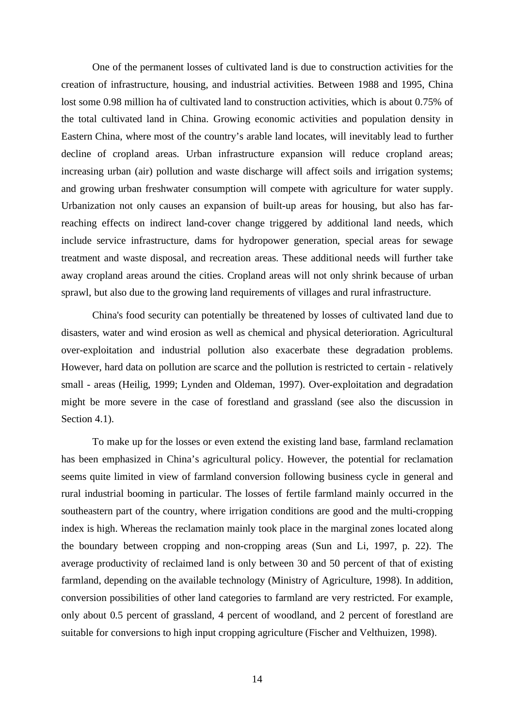One of the permanent losses of cultivated land is due to construction activities for the creation of infrastructure, housing, and industrial activities. Between 1988 and 1995, China lost some 0.98 million ha of cultivated land to construction activities, which is about 0.75% of the total cultivated land in China. Growing economic activities and population density in Eastern China, where most of the country's arable land locates, will inevitably lead to further decline of cropland areas. Urban infrastructure expansion will reduce cropland areas; increasing urban (air) pollution and waste discharge will affect soils and irrigation systems; and growing urban freshwater consumption will compete with agriculture for water supply. Urbanization not only causes an expansion of built-up areas for housing, but also has far-reaching effects on indirect land-cover change triggered by additional land needs, which include service infrastructure, dams for hydropower generation, special areas for sewage treatment and waste disposal, and recreation areas. These additional needs will further take away cropland areas around the cities. Cropland areas will not only shrink because of urban sprawl, but also due to the growing land requirements of villages and rural infrastructure.

China's food security can potentially be threatened by losses of cultivated land due to disasters, water and wind erosion as well as chemical and physical deterioration. Agricultural over-exploitation and industrial pollution also exacerbate these degradation problems. However, hard data on pollution are scarce and the pollution is restricted to certain - relatively small - areas (Heilig, 1999; Lynden and Oldeman, 1997). Over-exploitation and degradation might be more severe in the case of forestland and grassland (see also the discussion in Section 4.1).

To make up for the losses or even extend the existing land base, farmland reclamation has been emphasized in China's agricultural policy. However, the potential for reclamation seems quite limited in view of farmland conversion following business cycle in general and rural industrial booming in particular. The losses of fertile farmland mainly occurred in the southeastern part of the country, where irrigation conditions are good and the multi-cropping index is high. Whereas the reclamation mainly took place in the marginal zones located along the boundary between cropping and non-cropping areas (Sun and Li, 1997, p. 22). The average productivity of reclaimed land is only between 30 and 50 percent of that of existing farmland, depending on the available technology (Ministry of Agriculture, 1998). In addition, conversion possibilities of other land categories to farmland are very restricted. For example, only about 0.5 percent of grassland, 4 percent of woodland, and 2 percent of forestland are suitable for conversions to high input cropping agriculture (Fischer and Velthuizen, 1998).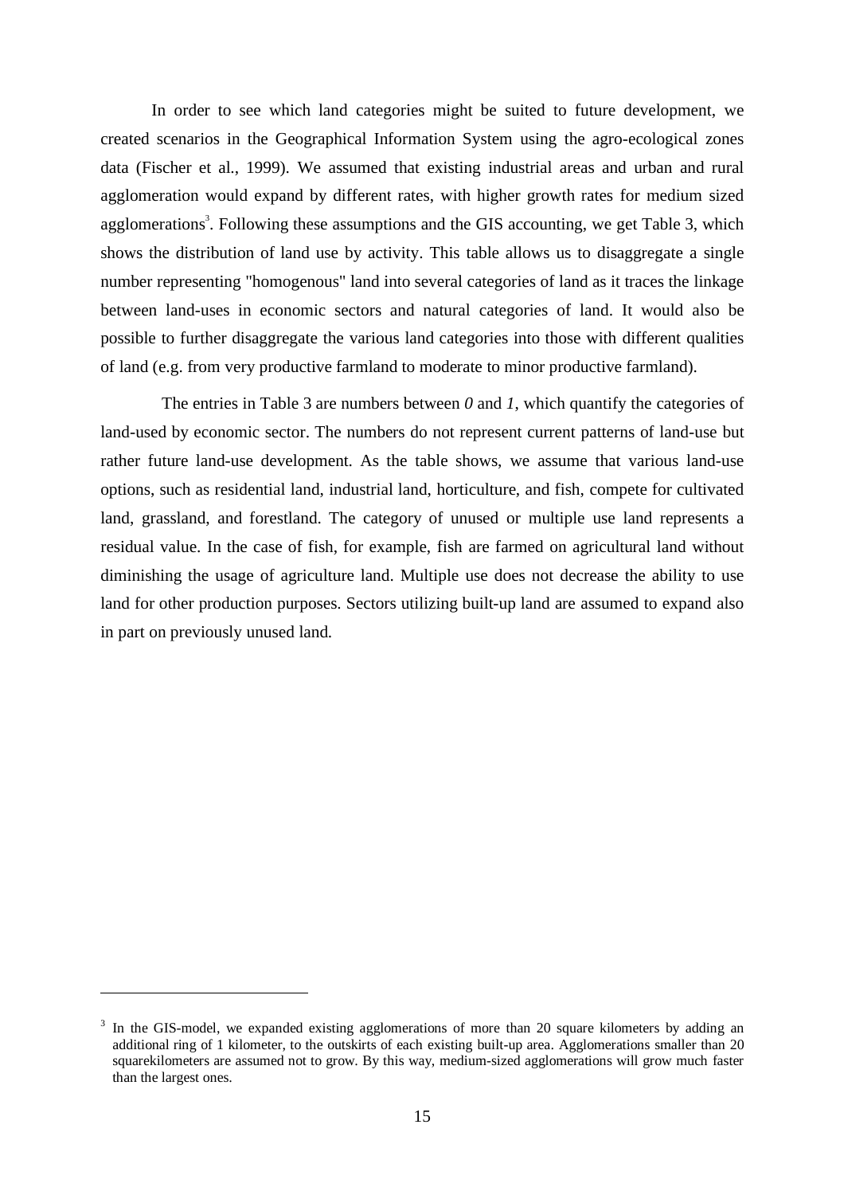In order to see which land categories might be suited to future development, we created scenarios in the Geographical Information System using the agro-ecological zones data (Fischer et al., 1999). We assumed that existing industrial areas and urban and rural agglomeration would expand by different rates, with higher growth rates for medium sized agglomerations[3]. Following these assumptions and the GIS accounting, we get Table 3, which shows the distribution of land use by activity. This table allows us to disaggregate a single number representing "homogenous" land into several categories of land as it traces the linkage between land-uses in economic sectors and natural categories of land. It would also be possible to further disaggregate the various land categories into those with different qualities of land (e.g. from very productive farmland to moderate to minor productive farmland).

The entries in Table 3 are numbers between *0* and *1*, which quantify the categories of land-used by economic sector. The numbers do not represent current patterns of land-use but rather future land-use development. As the table shows, we assume that various land-use options, such as residential land, industrial land, horticulture, and fish, compete for cultivated land, grassland, and forestland. The category of unused or multiple use land represents a residual value. In the case of fish, for example, fish are farmed on agricultural land without diminishing the usage of agriculture land. Multiple use does not decrease the ability to use land for other production purposes. Sectors utilizing built-up land are assumed to expand also in part on previously unused land.

[3] In the GIS-model, we expanded existing agglomerations of more than 20 square kilometers by adding an additional ring of 1 kilometer, to the outskirts of each existing built-up area. Agglomerations smaller than 20 squarekilometers are assumed not to grow. By this way, medium-sized agglomerations will grow much faster than the largest ones.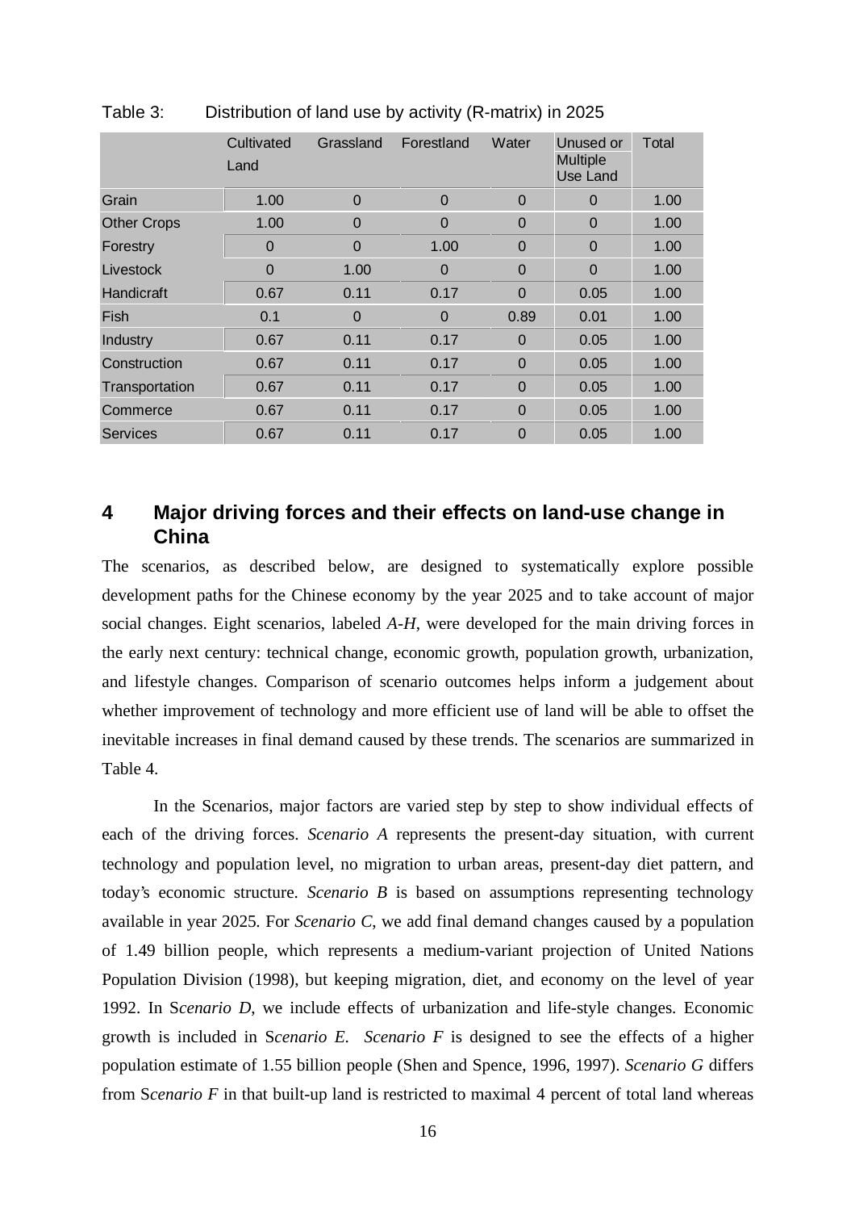Table 3: Distribution of land use by activity (R-matrix) in 2025

| | Cultivated Land | Grassland | Forestland | Water | Unused or Multiple Use Land | Total |
|---|---|---|---|---|---|---|
| Grain | 1.00 | 0 | 0 | 0 | 0 | 1.00 |
| Other Crops | 1.00 | 0 | 0 | 0 | 0 | 1.00 |
| Forestry | 0 | 0 | 1.00 | 0 | 0 | 1.00 |
| Livestock | 0 | 1.00 | 0 | 0 | 0 | 1.00 |
| Handicraft | 0.67 | 0.11 | 0.17 | 0 | 0.05 | 1.00 |
| Fish | 0.1 | 0 | 0 | 0.89 | 0.01 | 1.00 |
| Industry | 0.67 | 0.11 | 0.17 | 0 | 0.05 | 1.00 |
| Construction | 0.67 | 0.11 | 0.17 | 0 | 0.05 | 1.00 |
| Transportation | 0.67 | 0.11 | 0.17 | 0 | 0.05 | 1.00 |
| Commerce | 0.67 | 0.11 | 0.17 | 0 | 0.05 | 1.00 |
| Services | 0.67 | 0.11 | 0.17 | 0 | 0.05 | 1.00 |

## 4 Major driving forces and their effects on land-use change in China

The scenarios, as described below, are designed to systematically explore possible development paths for the Chinese economy by the year 2025 and to take account of major social changes. Eight scenarios, labeled *A-H*, were developed for the main driving forces in the early next century: technical change, economic growth, population growth, urbanization, and lifestyle changes. Comparison of scenario outcomes helps inform a judgement about whether improvement of technology and more efficient use of land will be able to offset the inevitable increases in final demand caused by these trends. The scenarios are summarized in Table 4.

In the Scenarios, major factors are varied step by step to show individual effects of each of the driving forces. *Scenario A* represents the present-day situation, with current technology and population level, no migration to urban areas, present-day diet pattern, and today's economic structure. *Scenario B* is based on assumptions representing technology available in year 2025. For *Scenario C*, we add final demand changes caused by a population of 1.49 billion people, which represents a medium-variant projection of United Nations Population Division (1998), but keeping migration, diet, and economy on the level of year 1992. In S*cenario D*, we include effects of urbanization and life-style changes. Economic growth is included in S*cenario E*. *Scenario F* is designed to see the effects of a higher population estimate of 1.55 billion people (Shen and Spence, 1996, 1997). *Scenario G* differs from S*cenario F* in that built-up land is restricted to maximal 4 percent of total land whereas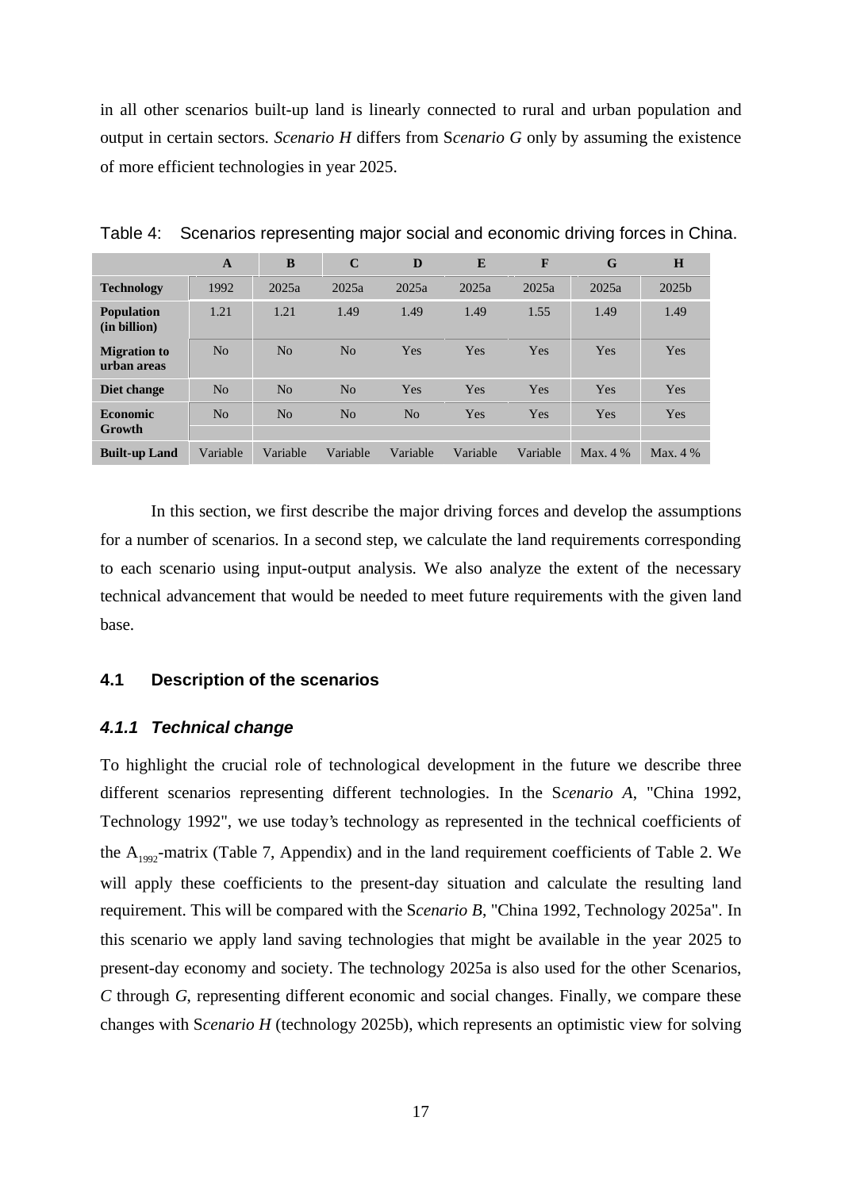in all other scenarios built-up land is linearly connected to rural and urban population and output in certain sectors. *Scenario H* differs from S*cenario G* only by assuming the existence of more efficient technologies in year 2025.

Table 4: Scenarios representing major social and economic driving forces in China.

| | A | B | C | D | E | F | G | H |
|---|---|---|---|---|---|---|---|---|
| **Technology** | 1992 | 2025a | 2025a | 2025a | 2025a | 2025a | 2025a | 2025b |
| **Population (in billion)** | 1.21 | 1.21 | 1.49 | 1.49 | 1.49 | 1.55 | 1.49 | 1.49 |
| **Migration to urban areas** | No | No | No | Yes | Yes | Yes | Yes | Yes |
| **Diet change** | No | No | No | Yes | Yes | Yes | Yes | Yes |
| **Economic Growth** | No | No | No | No | Yes | Yes | Yes | Yes |
| **Built-up Land** | Variable | Variable | Variable | Variable | Variable | Variable | Max. 4 % | Max. 4 % |

In this section, we first describe the major driving forces and develop the assumptions for a number of scenarios. In a second step, we calculate the land requirements corresponding to each scenario using input-output analysis. We also analyze the extent of the necessary technical advancement that would be needed to meet future requirements with the given land base.

## 4.1 Description of the scenarios

### *4.1.1 Technical change*

To highlight the crucial role of technological development in the future we describe three different scenarios representing different technologies. In the S*cenario A*, "China 1992, Technology 1992", we use today's technology as represented in the technical coefficients of the $A_{1992}$-matrix (Table 7, Appendix) and in the land requirement coefficients of Table 2. We will apply these coefficients to the present-day situation and calculate the resulting land requirement. This will be compared with the S*cenario B*, "China 1992, Technology 2025a". In this scenario we apply land saving technologies that might be available in the year 2025 to present-day economy and society. The technology 2025a is also used for the other Scenarios, *C* through *G*, representing different economic and social changes. Finally, we compare these changes with S*cenario H* (technology 2025b), which represents an optimistic view for solving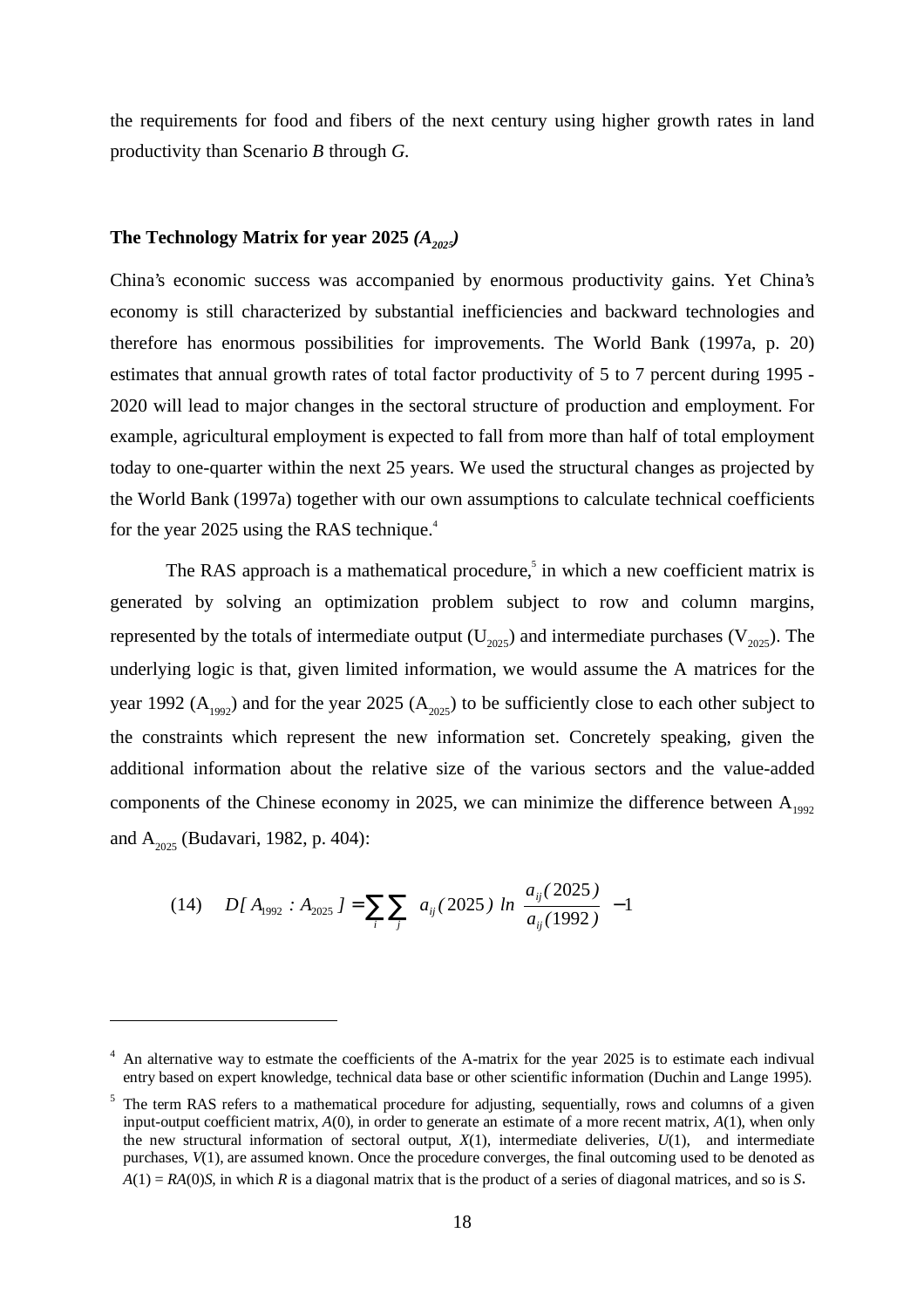the requirements for food and fibers of the next century using higher growth rates in land productivity than Scenario *B* through *G*.

### The Technology Matrix for year 2025 *($A_{2025}$)*

China's economic success was accompanied by enormous productivity gains. Yet China's economy is still characterized by substantial inefficiencies and backward technologies and therefore has enormous possibilities for improvements. The World Bank (1997a, p. 20) estimates that annual growth rates of total factor productivity of 5 to 7 percent during 1995 - 2020 will lead to major changes in the sectoral structure of production and employment. For example, agricultural employment is expected to fall from more than half of total employment today to one-quarter within the next 25 years. We used the structural changes as projected by the World Bank (1997a) together with our own assumptions to calculate technical coefficients for the year 2025 using the RAS technique.[4]

The RAS approach is a mathematical procedure,[5] in which a new coefficient matrix is generated by solving an optimization problem subject to row and column margins, represented by the totals of intermediate output ($U_{2025}$) and intermediate purchases ($V_{2025}$). The underlying logic is that, given limited information, we would assume the A matrices for the year 1992 ($A_{1992}$) and for the year 2025 ($A_{2025}$) to be sufficiently close to each other subject to the constraints which represent the new information set. Concretely speaking, given the additional information about the relative size of the various sectors and the value-added components of the Chinese economy in 2025, we can minimize the difference between $A_{1992}$ and $A_{2025}$ (Budavari, 1982, p. 404):

$$(14) \quad D[\, A_{1992} : A_{2025}\,] = \sum_i \sum_j \; a_{ij}(2025)\; ln \; \frac{a_{ij}(2025)}{a_{ij}(1992)} \; -1$$

---

[4] An alternative way to estmate the coefficients of the A-matrix for the year 2025 is to estimate each indivual entry based on expert knowledge, technical data base or other scientific information (Duchin and Lange 1995).

[5] The term RAS refers to a mathematical procedure for adjusting, sequentially, rows and columns of a given input-output coefficient matrix, $A(0)$, in order to generate an estimate of a more recent matrix, $A(1)$, when only the new structural information of sectoral output, $X(1)$, intermediate deliveries, $U(1)$, and intermediate purchases, $V(1)$, are assumed known. Once the procedure converges, the final outcoming used to be denoted as $A(1) = RA(0)S$, in which $R$ is a diagonal matrix that is the product of a series of diagonal matrices, and so is $S$.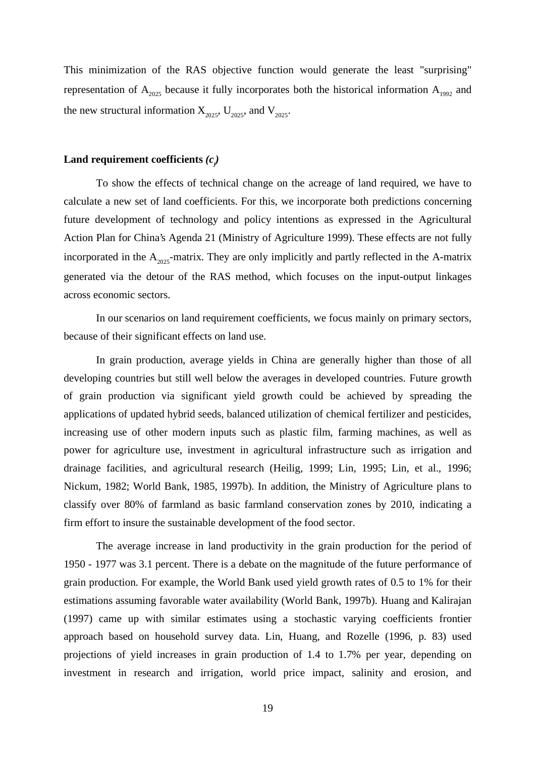This minimization of the RAS objective function would generate the least "surprising" representation of $A_{2025}$ because it fully incorporates both the historical information $A_{1992}$ and the new structural information $X_{2025}$, $U_{2025}$, and $V_{2025}$.

### Land requirement coefficients *($c_j$)*

To show the effects of technical change on the acreage of land required, we have to calculate a new set of land coefficients. For this, we incorporate both predictions concerning future development of technology and policy intentions as expressed in the Agricultural Action Plan for China's Agenda 21 (Ministry of Agriculture 1999). These effects are not fully incorporated in the $A_{2025}$-matrix. They are only implicitly and partly reflected in the A-matrix generated via the detour of the RAS method, which focuses on the input-output linkages across economic sectors.

In our scenarios on land requirement coefficients, we focus mainly on primary sectors, because of their significant effects on land use.

In grain production, average yields in China are generally higher than those of all developing countries but still well below the averages in developed countries. Future growth of grain production via significant yield growth could be achieved by spreading the applications of updated hybrid seeds, balanced utilization of chemical fertilizer and pesticides, increasing use of other modern inputs such as plastic film, farming machines, as well as power for agriculture use, investment in agricultural infrastructure such as irrigation and drainage facilities, and agricultural research (Heilig, 1999; Lin, 1995; Lin, et al., 1996; Nickum, 1982; World Bank, 1985, 1997b). In addition, the Ministry of Agriculture plans to classify over 80% of farmland as basic farmland conservation zones by 2010, indicating a firm effort to insure the sustainable development of the food sector.

The average increase in land productivity in the grain production for the period of 1950 - 1977 was 3.1 percent. There is a debate on the magnitude of the future performance of grain production. For example, the World Bank used yield growth rates of 0.5 to 1% for their estimations assuming favorable water availability (World Bank, 1997b). Huang and Kalirajan (1997) came up with similar estimates using a stochastic varying coefficients frontier approach based on household survey data. Lin, Huang, and Rozelle (1996, p. 83) used projections of yield increases in grain production of 1.4 to 1.7% per year, depending on investment in research and irrigation, world price impact, salinity and erosion, and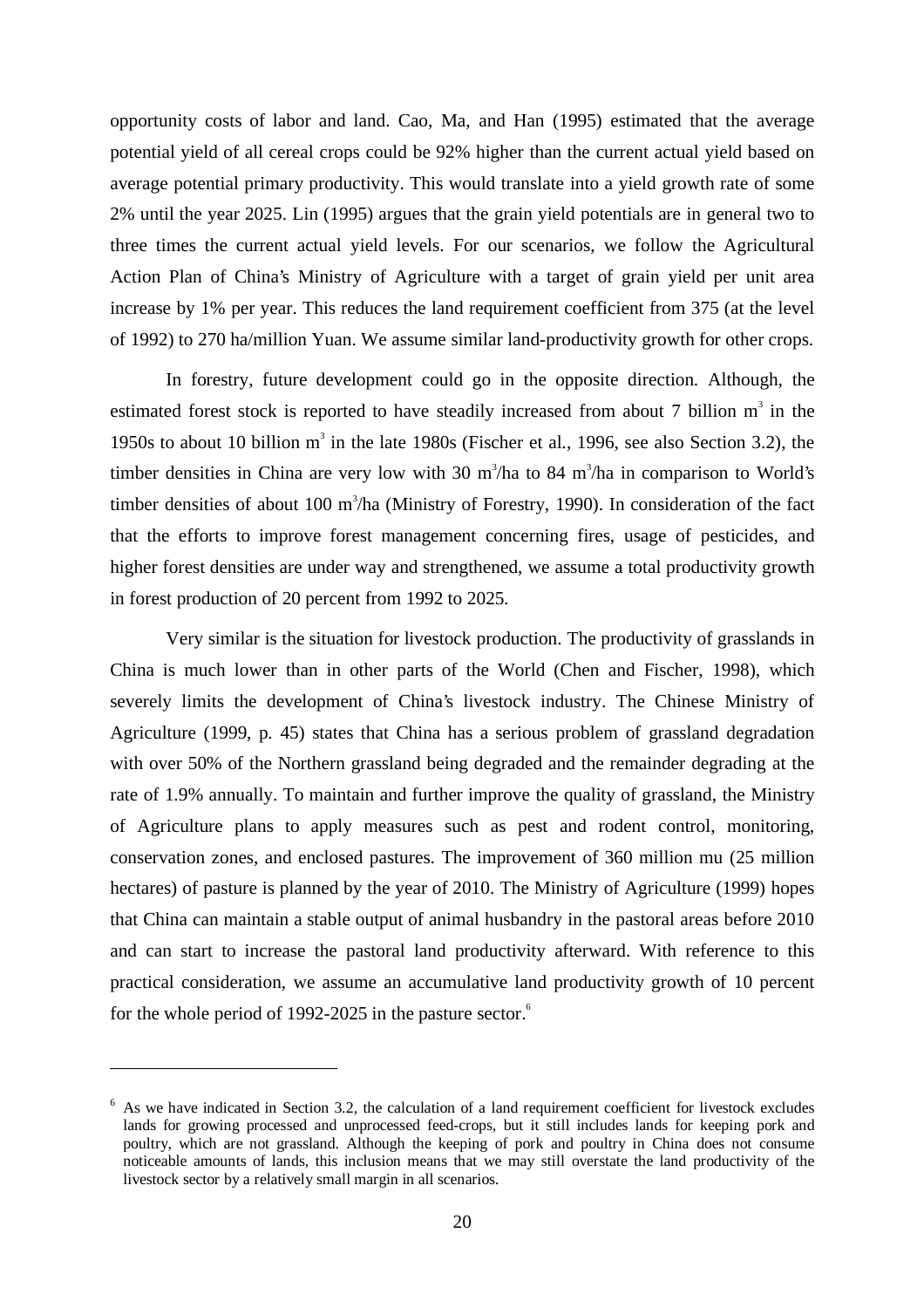opportunity costs of labor and land. Cao, Ma, and Han (1995) estimated that the average potential yield of all cereal crops could be 92% higher than the current actual yield based on average potential primary productivity. This would translate into a yield growth rate of some 2% until the year 2025. Lin (1995) argues that the grain yield potentials are in general two to three times the current actual yield levels. For our scenarios, we follow the Agricultural Action Plan of China's Ministry of Agriculture with a target of grain yield per unit area increase by 1% per year. This reduces the land requirement coefficient from 375 (at the level of 1992) to 270 ha/million Yuan. We assume similar land-productivity growth for other crops.

In forestry, future development could go in the opposite direction. Although, the estimated forest stock is reported to have steadily increased from about 7 billion $m^3$ in the 1950s to about 10 billion $m^3$ in the late 1980s (Fischer et al., 1996, see also Section 3.2), the timber densities in China are very low with 30 $m^3$/ha to 84 $m^3$/ha in comparison to World's timber densities of about 100 $m^3$/ha (Ministry of Forestry, 1990). In consideration of the fact that the efforts to improve forest management concerning fires, usage of pesticides, and higher forest densities are under way and strengthened, we assume a total productivity growth in forest production of 20 percent from 1992 to 2025.

Very similar is the situation for livestock production. The productivity of grasslands in China is much lower than in other parts of the World (Chen and Fischer, 1998), which severely limits the development of China's livestock industry. The Chinese Ministry of Agriculture (1999, p. 45) states that China has a serious problem of grassland degradation with over 50% of the Northern grassland being degraded and the remainder degrading at the rate of 1.9% annually. To maintain and further improve the quality of grassland, the Ministry of Agriculture plans to apply measures such as pest and rodent control, monitoring, conservation zones, and enclosed pastures. The improvement of 360 million mu (25 million hectares) of pasture is planned by the year of 2010. The Ministry of Agriculture (1999) hopes that China can maintain a stable output of animal husbandry in the pastoral areas before 2010 and can start to increase the pastoral land productivity afterward. With reference to this practical consideration, we assume an accumulative land productivity growth of 10 percent for the whole period of 1992-2025 in the pasture sector.[6]

---

[6] As we have indicated in Section 3.2, the calculation of a land requirement coefficient for livestock excludes lands for growing processed and unprocessed feed-crops, but it still includes lands for keeping pork and poultry, which are not grassland. Although the keeping of pork and poultry in China does not consume noticeable amounts of lands, this inclusion means that we may still overstate the land productivity of the livestock sector by a relatively small margin in all scenarios.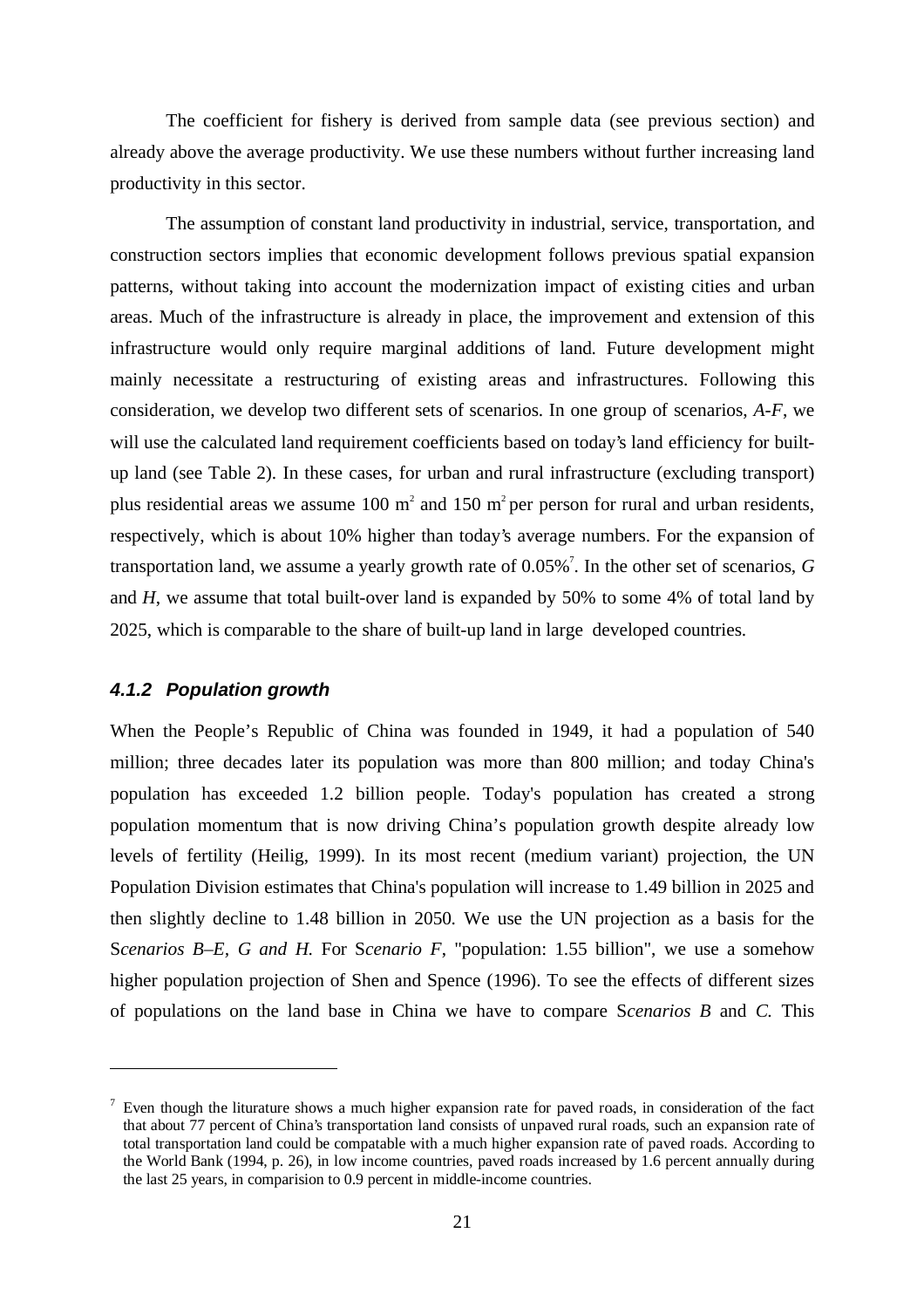The coefficient for fishery is derived from sample data (see previous section) and already above the average productivity. We use these numbers without further increasing land productivity in this sector.

The assumption of constant land productivity in industrial, service, transportation, and construction sectors implies that economic development follows previous spatial expansion patterns, without taking into account the modernization impact of existing cities and urban areas. Much of the infrastructure is already in place, the improvement and extension of this infrastructure would only require marginal additions of land. Future development might mainly necessitate a restructuring of existing areas and infrastructures. Following this consideration, we develop two different sets of scenarios. In one group of scenarios, *A-F*, we will use the calculated land requirement coefficients based on today's land efficiency for built-up land (see Table 2). In these cases, for urban and rural infrastructure (excluding transport) plus residential areas we assume 100 $m^2$ and 150 $m^2$ per person for rural and urban residents, respectively, which is about 10% higher than today's average numbers. For the expansion of transportation land, we assume a yearly growth rate of 0.05%[7]. In the other set of scenarios, *G* and *H*, we assume that total built-over land is expanded by 50% to some 4% of total land by 2025, which is comparable to the share of built-up land in large developed countries.

### *4.1.2 Population growth*

When the People's Republic of China was founded in 1949, it had a population of 540 million; three decades later its population was more than 800 million; and today China's population has exceeded 1.2 billion people. Today's population has created a strong population momentum that is now driving China's population growth despite already low levels of fertility (Heilig, 1999). In its most recent (medium variant) projection, the UN Population Division estimates that China's population will increase to 1.49 billion in 2025 and then slightly decline to 1.48 billion in 2050. We use the UN projection as a basis for the S*cenarios B–E, G and H.* For S*cenario F*, "population: 1.55 billion", we use a somehow higher population projection of Shen and Spence (1996). To see the effects of different sizes of populations on the land base in China we have to compare S*cenarios B* and *C.* This

[7] Even though the liturature shows a much higher expansion rate for paved roads, in consideration of the fact that about 77 percent of China's transportation land consists of unpaved rural roads, such an expansion rate of total transportation land could be compatable with a much higher expansion rate of paved roads. According to the World Bank (1994, p. 26), in low income countries, paved roads increased by 1.6 percent annually during the last 25 years, in comparision to 0.9 percent in middle-income countries.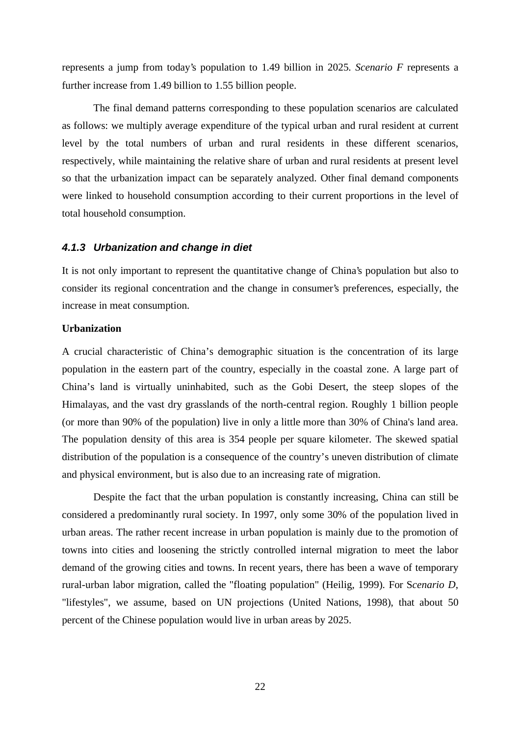represents a jump from today's population to 1.49 billion in 2025. *Scenario F* represents a further increase from 1.49 billion to 1.55 billion people.

The final demand patterns corresponding to these population scenarios are calculated as follows: we multiply average expenditure of the typical urban and rural resident at current level by the total numbers of urban and rural residents in these different scenarios, respectively, while maintaining the relative share of urban and rural residents at present level so that the urbanization impact can be separately analyzed. Other final demand components were linked to household consumption according to their current proportions in the level of total household consumption.

### *4.1.3 Urbanization and change in diet*

It is not only important to represent the quantitative change of China's population but also to consider its regional concentration and the change in consumer's preferences, especially, the increase in meat consumption.

**Urbanization**

A crucial characteristic of China's demographic situation is the concentration of its large population in the eastern part of the country, especially in the coastal zone. A large part of China's land is virtually uninhabited, such as the Gobi Desert, the steep slopes of the Himalayas, and the vast dry grasslands of the north-central region. Roughly 1 billion people (or more than 90% of the population) live in only a little more than 30% of China's land area. The population density of this area is 354 people per square kilometer. The skewed spatial distribution of the population is a consequence of the country's uneven distribution of climate and physical environment, but is also due to an increasing rate of migration.

Despite the fact that the urban population is constantly increasing, China can still be considered a predominantly rural society. In 1997, only some 30% of the population lived in urban areas. The rather recent increase in urban population is mainly due to the promotion of towns into cities and loosening the strictly controlled internal migration to meet the labor demand of the growing cities and towns. In recent years, there has been a wave of temporary rural-urban labor migration, called the "floating population" (Heilig, 1999). For S*cenario D*, "lifestyles", we assume, based on UN projections (United Nations, 1998), that about 50 percent of the Chinese population would live in urban areas by 2025.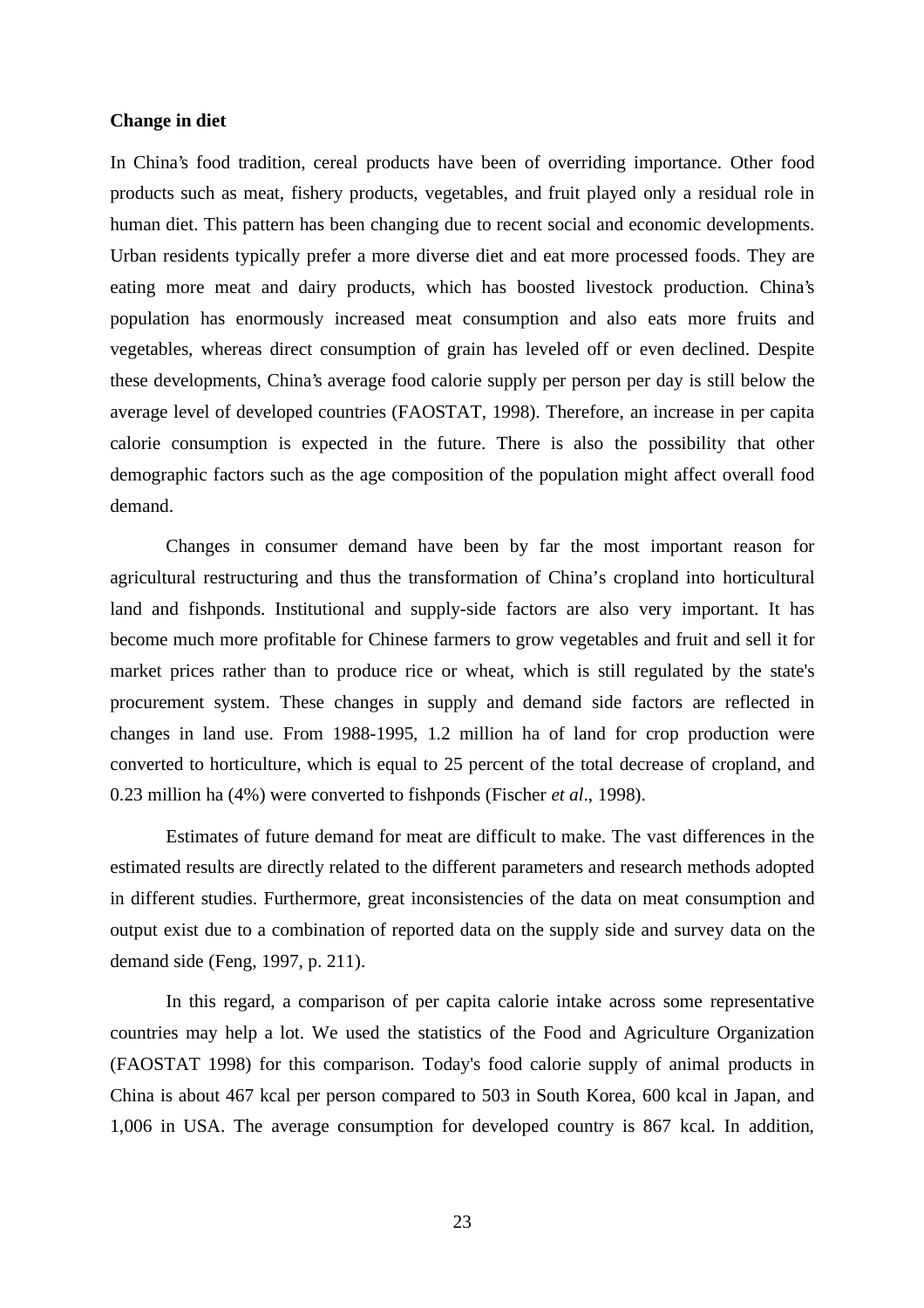**Change in diet**

In China's food tradition, cereal products have been of overriding importance. Other food products such as meat, fishery products, vegetables, and fruit played only a residual role in human diet. This pattern has been changing due to recent social and economic developments. Urban residents typically prefer a more diverse diet and eat more processed foods. They are eating more meat and dairy products, which has boosted livestock production. China's population has enormously increased meat consumption and also eats more fruits and vegetables, whereas direct consumption of grain has leveled off or even declined. Despite these developments, China's average food calorie supply per person per day is still below the average level of developed countries (FAOSTAT, 1998). Therefore, an increase in per capita calorie consumption is expected in the future. There is also the possibility that other demographic factors such as the age composition of the population might affect overall food demand.

Changes in consumer demand have been by far the most important reason for agricultural restructuring and thus the transformation of China's cropland into horticultural land and fishponds. Institutional and supply-side factors are also very important. It has become much more profitable for Chinese farmers to grow vegetables and fruit and sell it for market prices rather than to produce rice or wheat, which is still regulated by the state's procurement system. These changes in supply and demand side factors are reflected in changes in land use. From 1988-1995, 1.2 million ha of land for crop production were converted to horticulture, which is equal to 25 percent of the total decrease of cropland, and 0.23 million ha (4%) were converted to fishponds (Fischer *et al*., 1998).

Estimates of future demand for meat are difficult to make. The vast differences in the estimated results are directly related to the different parameters and research methods adopted in different studies. Furthermore, great inconsistencies of the data on meat consumption and output exist due to a combination of reported data on the supply side and survey data on the demand side (Feng, 1997, p. 211).

In this regard, a comparison of per capita calorie intake across some representative countries may help a lot. We used the statistics of the Food and Agriculture Organization (FAOSTAT 1998) for this comparison. Today's food calorie supply of animal products in China is about 467 kcal per person compared to 503 in South Korea, 600 kcal in Japan, and 1,006 in USA. The average consumption for developed country is 867 kcal. In addition,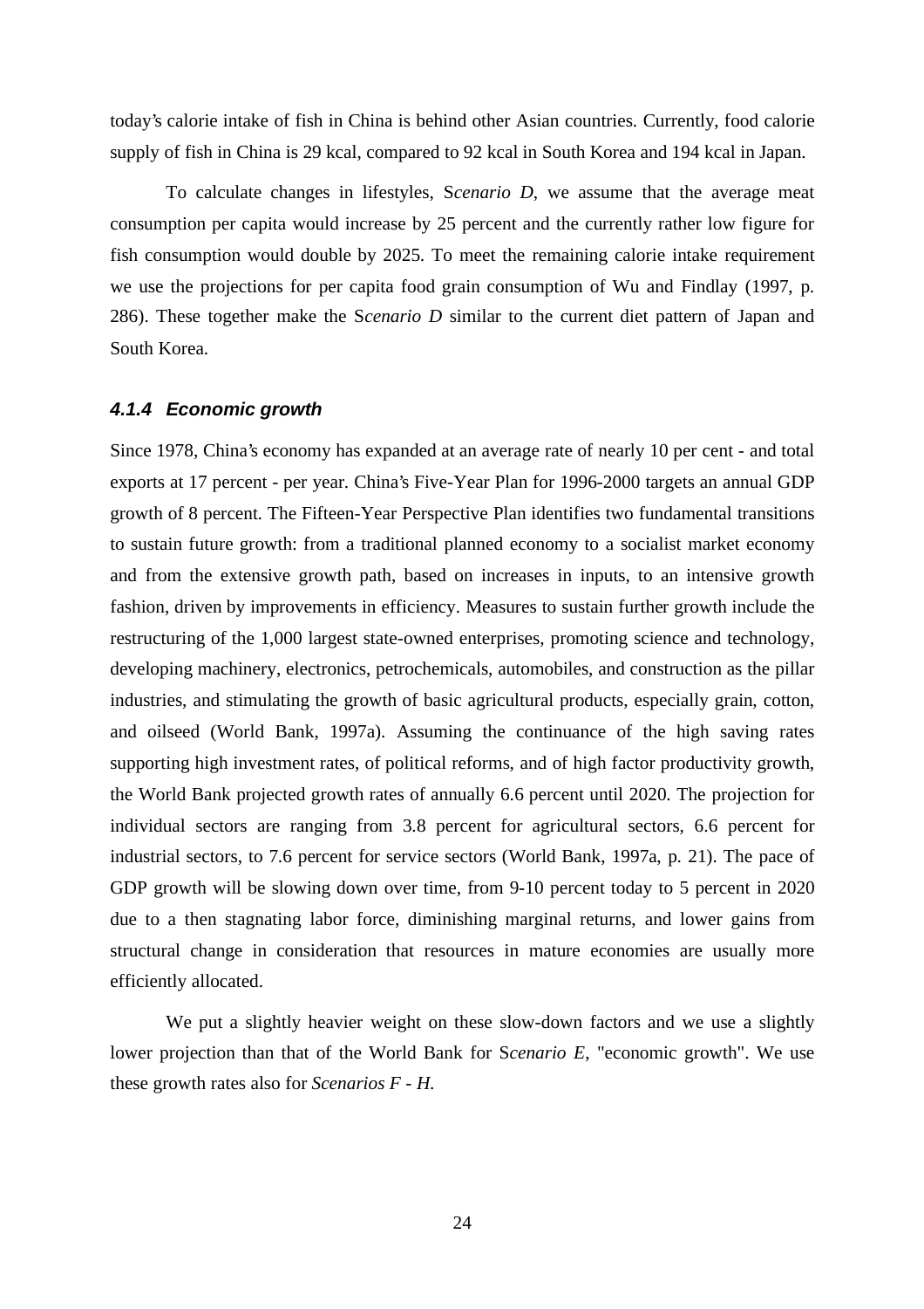today's calorie intake of fish in China is behind other Asian countries. Currently, food calorie supply of fish in China is 29 kcal, compared to 92 kcal in South Korea and 194 kcal in Japan.

To calculate changes in lifestyles, S*cenario D*, we assume that the average meat consumption per capita would increase by 25 percent and the currently rather low figure for fish consumption would double by 2025. To meet the remaining calorie intake requirement we use the projections for per capita food grain consumption of Wu and Findlay (1997, p. 286). These together make the S*cenario D* similar to the current diet pattern of Japan and South Korea.

#### *4.1.4 Economic growth*

Since 1978, China's economy has expanded at an average rate of nearly 10 per cent - and total exports at 17 percent - per year. China's Five-Year Plan for 1996-2000 targets an annual GDP growth of 8 percent. The Fifteen-Year Perspective Plan identifies two fundamental transitions to sustain future growth: from a traditional planned economy to a socialist market economy and from the extensive growth path, based on increases in inputs, to an intensive growth fashion, driven by improvements in efficiency. Measures to sustain further growth include the restructuring of the 1,000 largest state-owned enterprises, promoting science and technology, developing machinery, electronics, petrochemicals, automobiles, and construction as the pillar industries, and stimulating the growth of basic agricultural products, especially grain, cotton, and oilseed (World Bank, 1997a). Assuming the continuance of the high saving rates supporting high investment rates, of political reforms, and of high factor productivity growth, the World Bank projected growth rates of annually 6.6 percent until 2020. The projection for individual sectors are ranging from 3.8 percent for agricultural sectors, 6.6 percent for industrial sectors, to 7.6 percent for service sectors (World Bank, 1997a, p. 21). The pace of GDP growth will be slowing down over time, from 9-10 percent today to 5 percent in 2020 due to a then stagnating labor force, diminishing marginal returns, and lower gains from structural change in consideration that resources in mature economies are usually more efficiently allocated.

We put a slightly heavier weight on these slow-down factors and we use a slightly lower projection than that of the World Bank for S*cenario E*, "economic growth". We use these growth rates also for *Scenarios F - H*.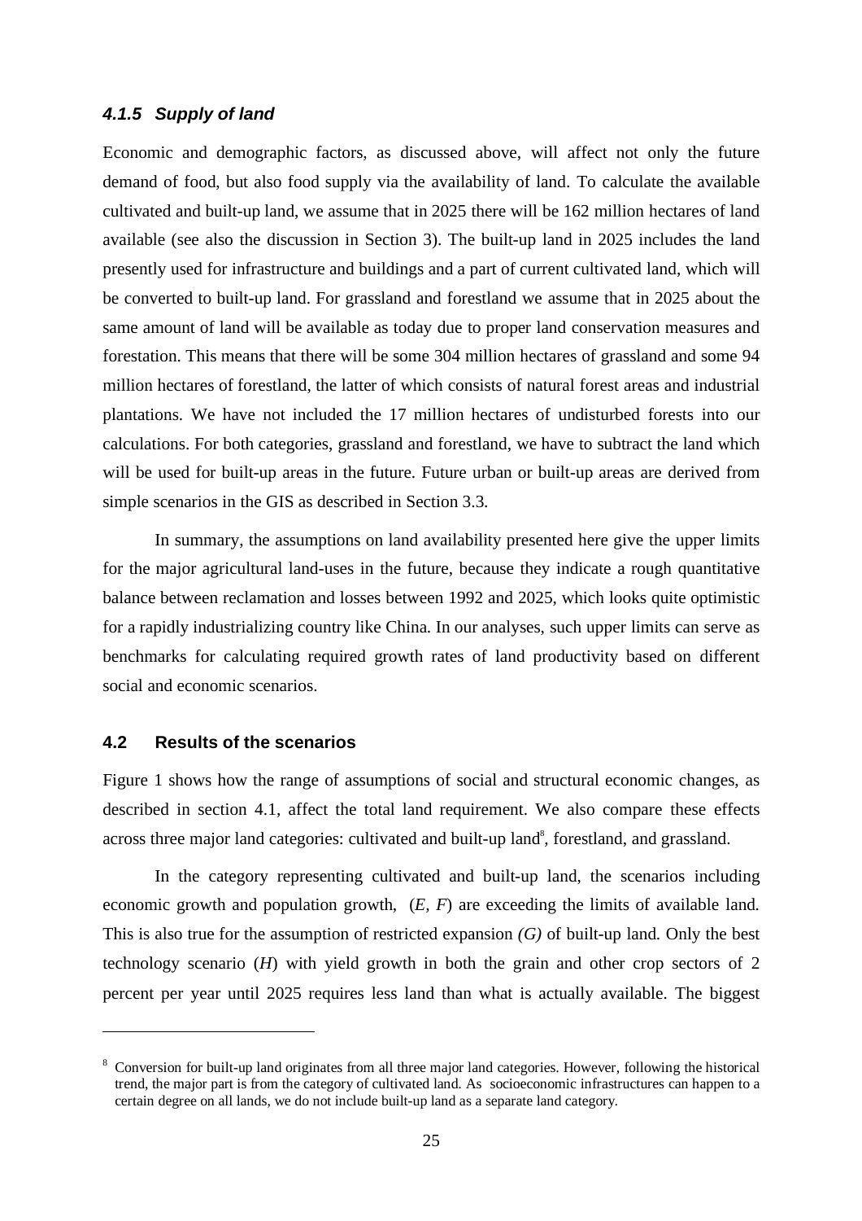#### *4.1.5 Supply of land*

Economic and demographic factors, as discussed above, will affect not only the future demand of food, but also food supply via the availability of land. To calculate the available cultivated and built-up land, we assume that in 2025 there will be 162 million hectares of land available (see also the discussion in Section 3). The built-up land in 2025 includes the land presently used for infrastructure and buildings and a part of current cultivated land, which will be converted to built-up land. For grassland and forestland we assume that in 2025 about the same amount of land will be available as today due to proper land conservation measures and forestation. This means that there will be some 304 million hectares of grassland and some 94 million hectares of forestland, the latter of which consists of natural forest areas and industrial plantations. We have not included the 17 million hectares of undisturbed forests into our calculations. For both categories, grassland and forestland, we have to subtract the land which will be used for built-up areas in the future. Future urban or built-up areas are derived from simple scenarios in the GIS as described in Section 3.3.

In summary, the assumptions on land availability presented here give the upper limits for the major agricultural land-uses in the future, because they indicate a rough quantitative balance between reclamation and losses between 1992 and 2025, which looks quite optimistic for a rapidly industrializing country like China. In our analyses, such upper limits can serve as benchmarks for calculating required growth rates of land productivity based on different social and economic scenarios.

### 4.2 Results of the scenarios

Figure 1 shows how the range of assumptions of social and structural economic changes, as described in section 4.1, affect the total land requirement. We also compare these effects across three major land categories: cultivated and built-up land[8], forestland, and grassland.

In the category representing cultivated and built-up land, the scenarios including economic growth and population growth, (*E*, *F*) are exceeding the limits of available land. This is also true for the assumption of restricted expansion *(G)* of built-up land. Only the best technology scenario (*H*) with yield growth in both the grain and other crop sectors of 2 percent per year until 2025 requires less land than what is actually available. The biggest

---

[8] Conversion for built-up land originates from all three major land categories. However, following the historical trend, the major part is from the category of cultivated land. As socioeconomic infrastructures can happen to a certain degree on all lands, we do not include built-up land as a separate land category.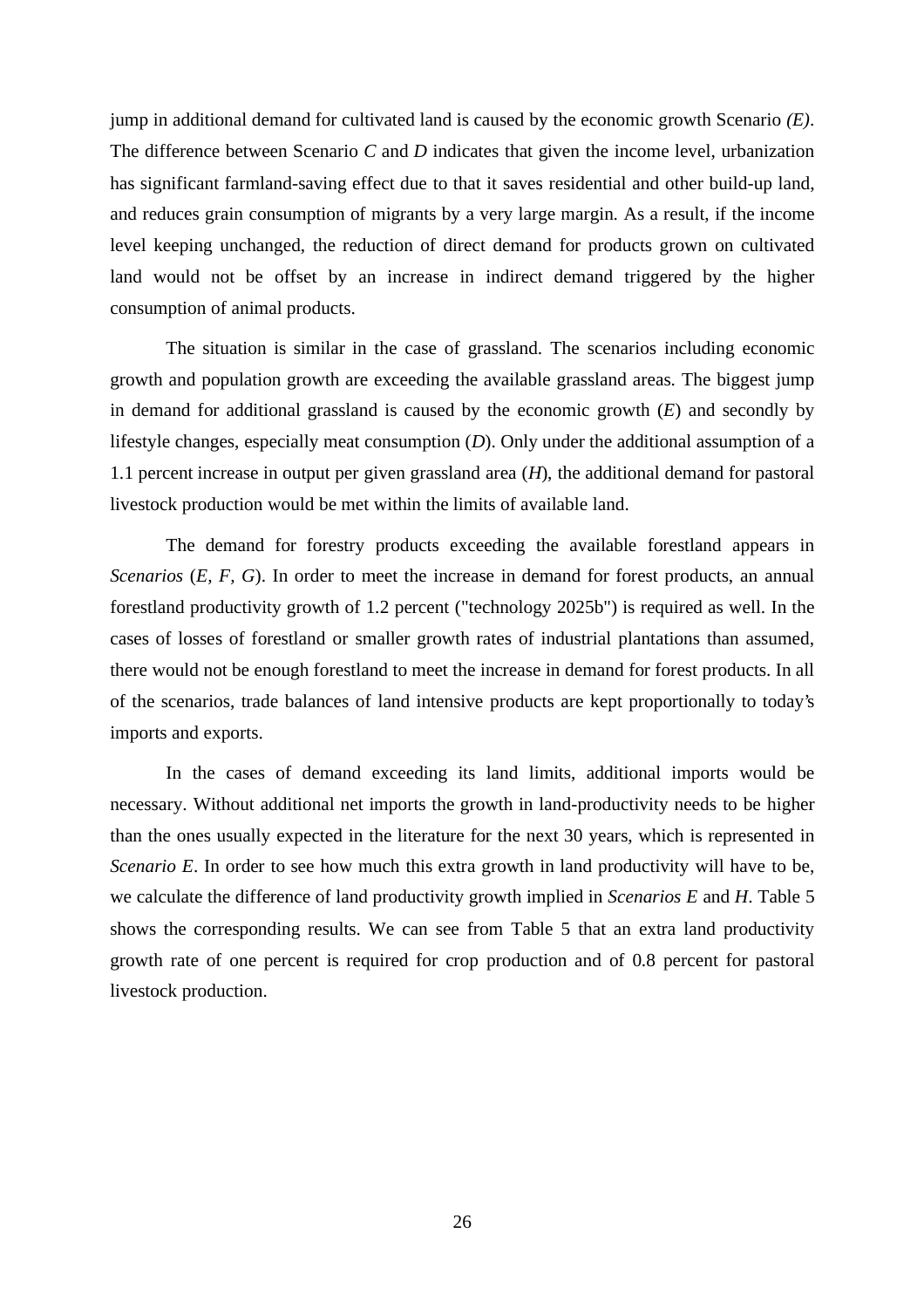jump in additional demand for cultivated land is caused by the economic growth Scenario *(E)*. The difference between Scenario *C* and *D* indicates that given the income level, urbanization has significant farmland-saving effect due to that it saves residential and other build-up land, and reduces grain consumption of migrants by a very large margin. As a result, if the income level keeping unchanged, the reduction of direct demand for products grown on cultivated land would not be offset by an increase in indirect demand triggered by the higher consumption of animal products.

The situation is similar in the case of grassland. The scenarios including economic growth and population growth are exceeding the available grassland areas. The biggest jump in demand for additional grassland is caused by the economic growth (*E*) and secondly by lifestyle changes, especially meat consumption (*D*). Only under the additional assumption of a 1.1 percent increase in output per given grassland area (*H*), the additional demand for pastoral livestock production would be met within the limits of available land.

The demand for forestry products exceeding the available forestland appears in *Scenarios* (*E, F, G*). In order to meet the increase in demand for forest products, an annual forestland productivity growth of 1.2 percent ("technology 2025b") is required as well. In the cases of losses of forestland or smaller growth rates of industrial plantations than assumed, there would not be enough forestland to meet the increase in demand for forest products. In all of the scenarios, trade balances of land intensive products are kept proportionally to today's imports and exports.

In the cases of demand exceeding its land limits, additional imports would be necessary. Without additional net imports the growth in land-productivity needs to be higher than the ones usually expected in the literature for the next 30 years, which is represented in *Scenario E*. In order to see how much this extra growth in land productivity will have to be, we calculate the difference of land productivity growth implied in *Scenarios E* and *H*. Table 5 shows the corresponding results. We can see from Table 5 that an extra land productivity growth rate of one percent is required for crop production and of 0.8 percent for pastoral livestock production.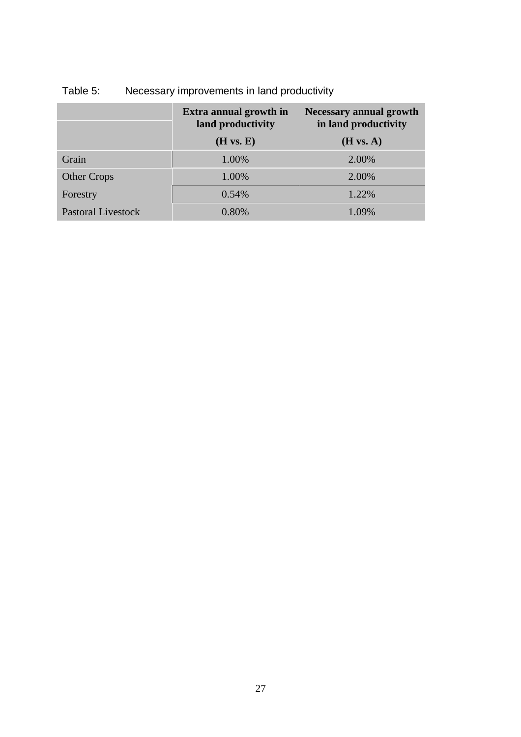Table 5: Necessary improvements in land productivity

| | Extra annual growth in land productivity (H vs. E) | Necessary annual growth in land productivity (H vs. A) |
|---|---|---|
| Grain | 1.00% | 2.00% |
| Other Crops | 1.00% | 2.00% |
| Forestry | 0.54% | 1.22% |
| Pastoral Livestock | 0.80% | 1.09% |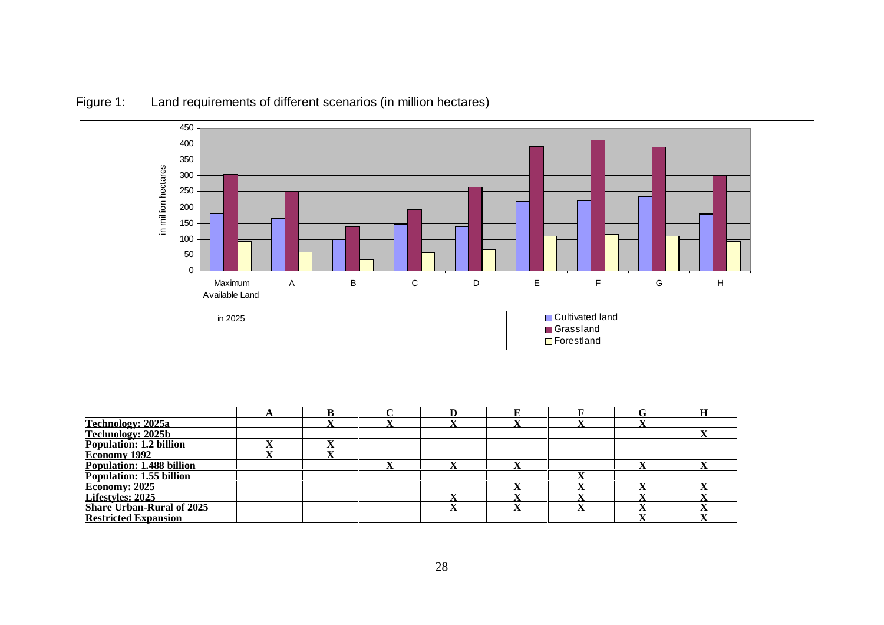Figure 1: Land requirements of different scenarios (in million hectares)

| | A | B | C | D | E | F | G | H |
|---|---|---|---|---|---|---|---|---|
| **Technology: 2025a** | | X | X | X | X | X | X | |
| **Technology: 2025b** | | | | | | | | X |
| **Population: 1.2 billion** | X | X | | | | | | |
| **Economy 1992** | X | X | | | | | | |
| **Population: 1.488 billion** | | | X | X | X | | X | X |
| **Population: 1.55 billion** | | | | | | X | | |
| **Economy: 2025** | | | | | X | X | X | X |
| **Lifestyles: 2025** | | | | X | X | X | X | X |
| **Share Urban-Rural of 2025** | | | | X | X | X | X | X |
| **Restricted Expansion** | | | | | | | X | X |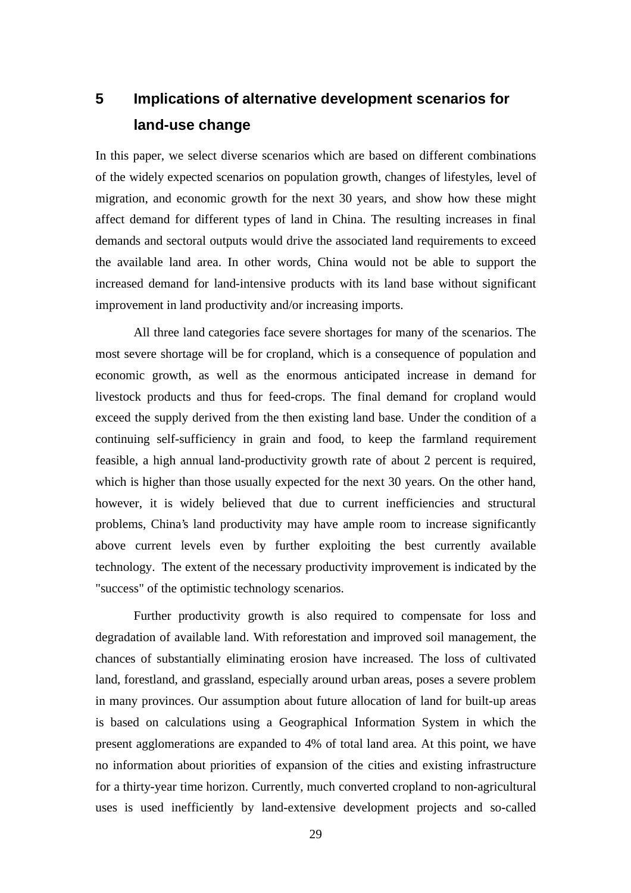# 5 Implications of alternative development scenarios for land-use change

In this paper, we select diverse scenarios which are based on different combinations of the widely expected scenarios on population growth, changes of lifestyles, level of migration, and economic growth for the next 30 years, and show how these might affect demand for different types of land in China. The resulting increases in final demands and sectoral outputs would drive the associated land requirements to exceed the available land area. In other words, China would not be able to support the increased demand for land-intensive products with its land base without significant improvement in land productivity and/or increasing imports.

All three land categories face severe shortages for many of the scenarios. The most severe shortage will be for cropland, which is a consequence of population and economic growth, as well as the enormous anticipated increase in demand for livestock products and thus for feed-crops. The final demand for cropland would exceed the supply derived from the then existing land base. Under the condition of a continuing self-sufficiency in grain and food, to keep the farmland requirement feasible, a high annual land-productivity growth rate of about 2 percent is required, which is higher than those usually expected for the next 30 years. On the other hand, however, it is widely believed that due to current inefficiencies and structural problems, China's land productivity may have ample room to increase significantly above current levels even by further exploiting the best currently available technology. The extent of the necessary productivity improvement is indicated by the "success" of the optimistic technology scenarios.

Further productivity growth is also required to compensate for loss and degradation of available land. With reforestation and improved soil management, the chances of substantially eliminating erosion have increased. The loss of cultivated land, forestland, and grassland, especially around urban areas, poses a severe problem in many provinces. Our assumption about future allocation of land for built-up areas is based on calculations using a Geographical Information System in which the present agglomerations are expanded to 4% of total land area. At this point, we have no information about priorities of expansion of the cities and existing infrastructure for a thirty-year time horizon. Currently, much converted cropland to non-agricultural uses is used inefficiently by land-extensive development projects and so-called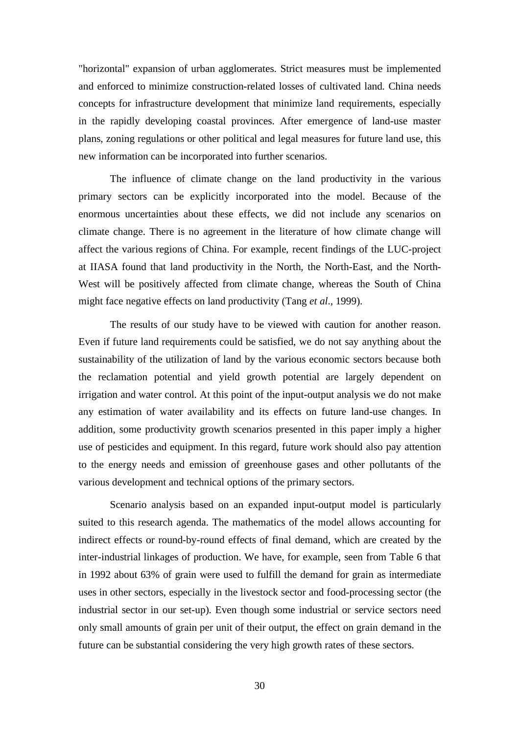"horizontal" expansion of urban agglomerates. Strict measures must be implemented and enforced to minimize construction-related losses of cultivated land. China needs concepts for infrastructure development that minimize land requirements, especially in the rapidly developing coastal provinces. After emergence of land-use master plans, zoning regulations or other political and legal measures for future land use, this new information can be incorporated into further scenarios.

The influence of climate change on the land productivity in the various primary sectors can be explicitly incorporated into the model. Because of the enormous uncertainties about these effects, we did not include any scenarios on climate change. There is no agreement in the literature of how climate change will affect the various regions of China. For example, recent findings of the LUC-project at IIASA found that land productivity in the North, the North-East, and the North-West will be positively affected from climate change, whereas the South of China might face negative effects on land productivity (Tang *et al*., 1999).

The results of our study have to be viewed with caution for another reason. Even if future land requirements could be satisfied, we do not say anything about the sustainability of the utilization of land by the various economic sectors because both the reclamation potential and yield growth potential are largely dependent on irrigation and water control. At this point of the input-output analysis we do not make any estimation of water availability and its effects on future land-use changes. In addition, some productivity growth scenarios presented in this paper imply a higher use of pesticides and equipment. In this regard, future work should also pay attention to the energy needs and emission of greenhouse gases and other pollutants of the various development and technical options of the primary sectors.

Scenario analysis based on an expanded input-output model is particularly suited to this research agenda. The mathematics of the model allows accounting for indirect effects or round-by-round effects of final demand, which are created by the inter-industrial linkages of production. We have, for example, seen from Table 6 that in 1992 about 63% of grain were used to fulfill the demand for grain as intermediate uses in other sectors, especially in the livestock sector and food-processing sector (the industrial sector in our set-up). Even though some industrial or service sectors need only small amounts of grain per unit of their output, the effect on grain demand in the future can be substantial considering the very high growth rates of these sectors.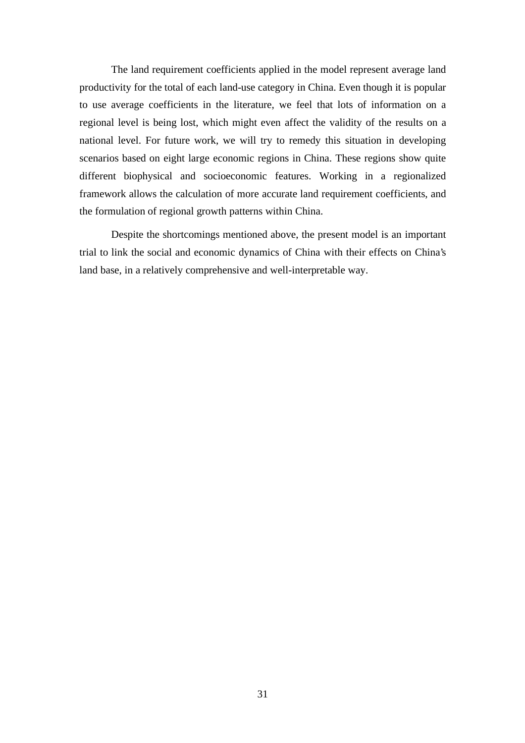The land requirement coefficients applied in the model represent average land productivity for the total of each land-use category in China. Even though it is popular to use average coefficients in the literature, we feel that lots of information on a regional level is being lost, which might even affect the validity of the results on a national level. For future work, we will try to remedy this situation in developing scenarios based on eight large economic regions in China. These regions show quite different biophysical and socioeconomic features. Working in a regionalized framework allows the calculation of more accurate land requirement coefficients, and the formulation of regional growth patterns within China.

Despite the shortcomings mentioned above, the present model is an important trial to link the social and economic dynamics of China with their effects on China's land base, in a relatively comprehensive and well-interpretable way.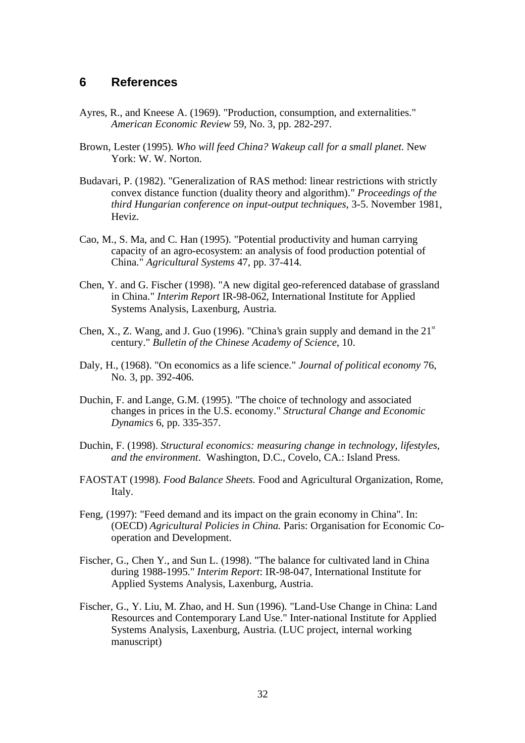## 6 References

Ayres, R., and Kneese A. (1969). "Production, consumption, and externalities." *American Economic Review* 59, No. 3, pp. 282-297.

Brown, Lester (1995). *Who will feed China? Wakeup call for a small planet*. New York: W. W. Norton.

Budavari, P. (1982). "Generalization of RAS method: linear restrictions with strictly convex distance function (duality theory and algorithm)." *Proceedings of the third Hungarian conference on input-output techniques*, 3-5. November 1981, Heviz.

Cao, M., S. Ma, and C. Han (1995). "Potential productivity and human carrying capacity of an agro-ecosystem: an analysis of food production potential of China." *Agricultural Systems* 47, pp. 37-414.

Chen, Y. and G. Fischer (1998). "A new digital geo-referenced database of grassland in China." *Interim Report* IR-98-062, International Institute for Applied Systems Analysis, Laxenburg, Austria.

Chen, X., Z. Wang, and J. Guo (1996). "China's grain supply and demand in the 21st century." *Bulletin of the Chinese Academy of Science*, 10.

Daly, H., (1968). "On economics as a life science." *Journal of political economy* 76, No. 3, pp. 392-406.

Duchin, F. and Lange, G.M. (1995). "The choice of technology and associated changes in prices in the U.S. economy." *Structural Change and Economic Dynamics* 6, pp. 335-357.

Duchin, F. (1998). *Structural economics: measuring change in technology, lifestyles, and the environment*. Washington, D.C., Covelo, CA.: Island Press.

FAOSTAT (1998). *Food Balance Sheets*. Food and Agricultural Organization, Rome, Italy.

Feng, (1997): "Feed demand and its impact on the grain economy in China". In: (OECD) *Agricultural Policies in China.* Paris: Organisation for Economic Co-operation and Development.

Fischer, G., Chen Y., and Sun L. (1998). "The balance for cultivated land in China during 1988-1995." *Interim Report*: IR-98-047, International Institute for Applied Systems Analysis, Laxenburg, Austria.

Fischer, G., Y. Liu, M. Zhao, and H. Sun (1996). "Land-Use Change in China: Land Resources and Contemporary Land Use." Inter-national Institute for Applied Systems Analysis, Laxenburg, Austria. (LUC project, internal working manuscript)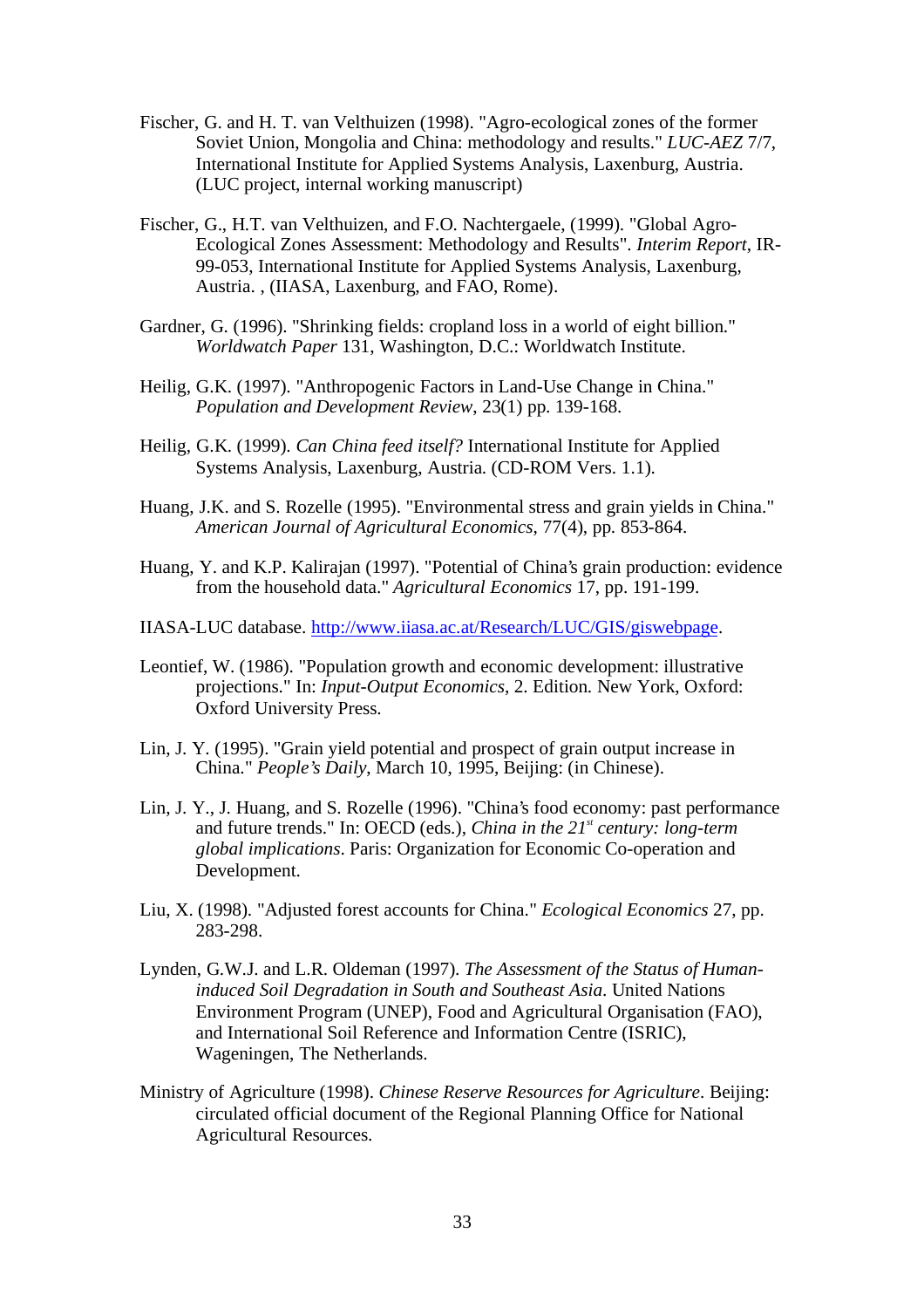Fischer, G. and H. T. van Velthuizen (1998). "Agro-ecological zones of the former Soviet Union, Mongolia and China: methodology and results." *LUC-AEZ* 7/7, International Institute for Applied Systems Analysis, Laxenburg, Austria. (LUC project, internal working manuscript)

Fischer, G., H.T. van Velthuizen, and F.O. Nachtergaele, (1999). "Global Agro-Ecological Zones Assessment: Methodology and Results". *Interim Report*, IR-99-053, International Institute for Applied Systems Analysis, Laxenburg, Austria. , (IIASA, Laxenburg, and FAO, Rome).

Gardner, G. (1996). "Shrinking fields: cropland loss in a world of eight billion." *Worldwatch Paper* 131, Washington, D.C.: Worldwatch Institute.

Heilig, G.K. (1997). "Anthropogenic Factors in Land-Use Change in China." *Population and Development Review*, 23(1) pp. 139-168.

Heilig, G.K. (1999). *Can China feed itself?* International Institute for Applied Systems Analysis, Laxenburg, Austria. (CD-ROM Vers. 1.1).

Huang, J.K. and S. Rozelle (1995). "Environmental stress and grain yields in China." *American Journal of Agricultural Economics*, 77(4), pp. 853-864.

Huang, Y. and K.P. Kalirajan (1997). "Potential of China's grain production: evidence from the household data." *Agricultural Economics* 17, pp. 191-199.

IIASA-LUC database. http://www.iiasa.ac.at/Research/LUC/GIS/giswebpage.

Leontief, W. (1986). "Population growth and economic development: illustrative projections." In: *Input-Output Economics*, 2. Edition. New York, Oxford: Oxford University Press.

Lin, J. Y. (1995). "Grain yield potential and prospect of grain output increase in China." *People's Daily*, March 10, 1995, Beijing: (in Chinese).

Lin, J. Y., J. Huang, and S. Rozelle (1996). "China's food economy: past performance and future trends." In: OECD (eds.), *China in the 21st century: long-term global implications*. Paris: Organization for Economic Co-operation and Development.

Liu, X. (1998). "Adjusted forest accounts for China." *Ecological Economics* 27, pp. 283-298.

Lynden, G.W.J. and L.R. Oldeman (1997). *The Assessment of the Status of Human-induced Soil Degradation in South and Southeast Asia*. United Nations Environment Program (UNEP), Food and Agricultural Organisation (FAO), and International Soil Reference and Information Centre (ISRIC), Wageningen, The Netherlands.

Ministry of Agriculture (1998). *Chinese Reserve Resources for Agriculture*. Beijing: circulated official document of the Regional Planning Office for National Agricultural Resources.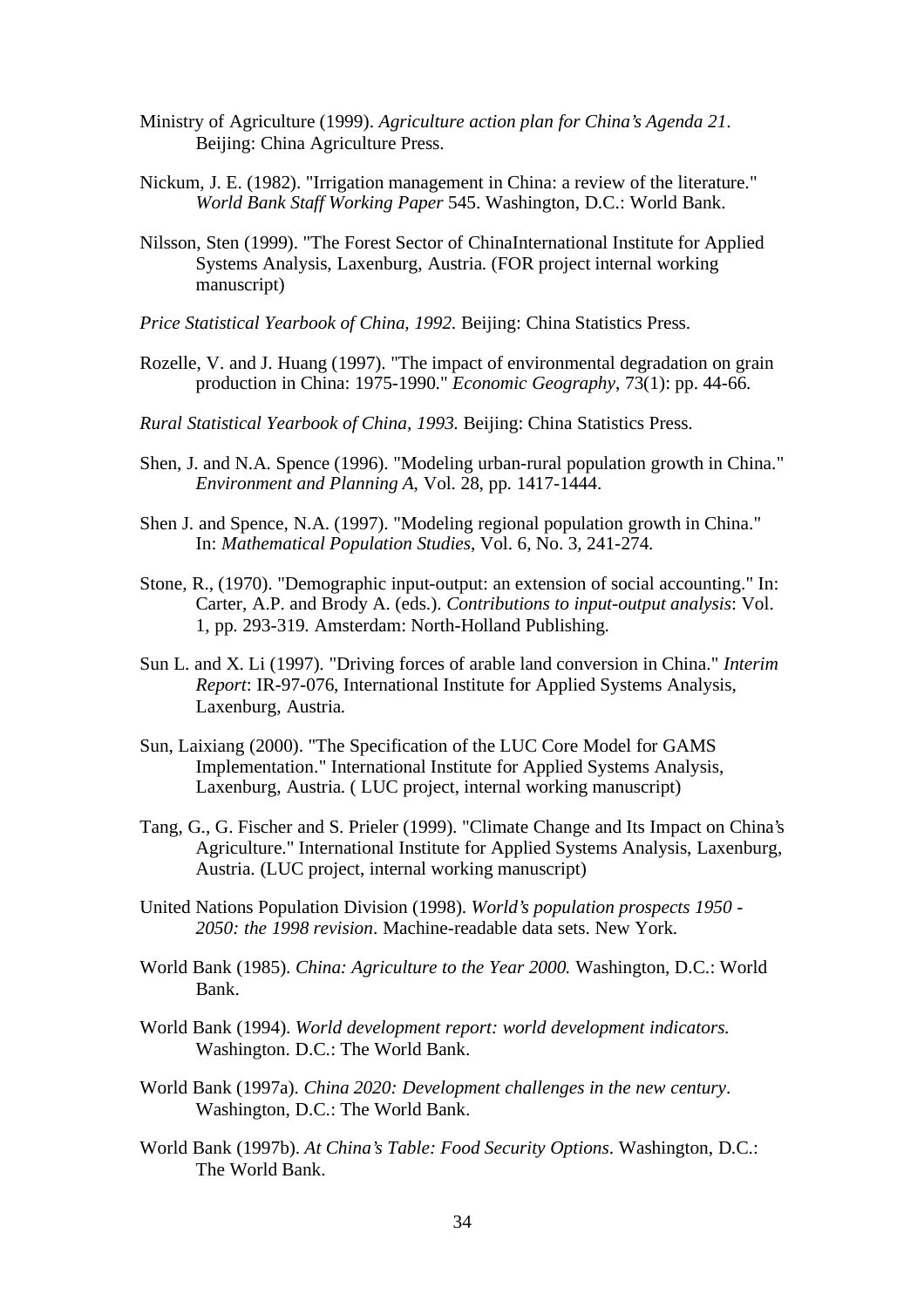Ministry of Agriculture (1999). *Agriculture action plan for China's Agenda 21*. Beijing: China Agriculture Press.

Nickum, J. E. (1982). "Irrigation management in China: a review of the literature." *World Bank Staff Working Paper* 545. Washington, D.C.: World Bank.

Nilsson, Sten (1999). "The Forest Sector of ChinaInternational Institute for Applied Systems Analysis, Laxenburg, Austria. (FOR project internal working manuscript)

*Price Statistical Yearbook of China, 1992.* Beijing: China Statistics Press.

Rozelle, V. and J. Huang (1997). "The impact of environmental degradation on grain production in China: 1975-1990." *Economic Geography*, 73(1): pp. 44-66.

*Rural Statistical Yearbook of China, 1993.* Beijing: China Statistics Press.

Shen, J. and N.A. Spence (1996). "Modeling urban-rural population growth in China." *Environment and Planning A*, Vol. 28, pp. 1417-1444.

Shen J. and Spence, N.A. (1997). "Modeling regional population growth in China." In: *Mathematical Population Studies*, Vol. 6, No. 3, 241-274.

Stone, R., (1970). "Demographic input-output: an extension of social accounting." In: Carter, A.P. and Brody A. (eds.). *Contributions to input-output analysis*: Vol. 1, pp. 293-319. Amsterdam: North-Holland Publishing.

Sun L. and X. Li (1997). "Driving forces of arable land conversion in China." *Interim Report*: IR-97-076, International Institute for Applied Systems Analysis, Laxenburg, Austria.

Sun, Laixiang (2000). "The Specification of the LUC Core Model for GAMS Implementation." International Institute for Applied Systems Analysis, Laxenburg, Austria. ( LUC project, internal working manuscript)

Tang, G., G. Fischer and S. Prieler (1999). "Climate Change and Its Impact on China's Agriculture." International Institute for Applied Systems Analysis, Laxenburg, Austria. (LUC project, internal working manuscript)

United Nations Population Division (1998). *World's population prospects 1950 - 2050: the 1998 revision*. Machine-readable data sets. New York.

World Bank (1985). *China: Agriculture to the Year 2000.* Washington, D.C.: World Bank.

World Bank (1994). *World development report: world development indicators.* Washington. D.C.: The World Bank.

World Bank (1997a). *China 2020: Development challenges in the new century*. Washington, D.C.: The World Bank.

World Bank (1997b). *At China's Table: Food Security Options*. Washington, D.C.: The World Bank.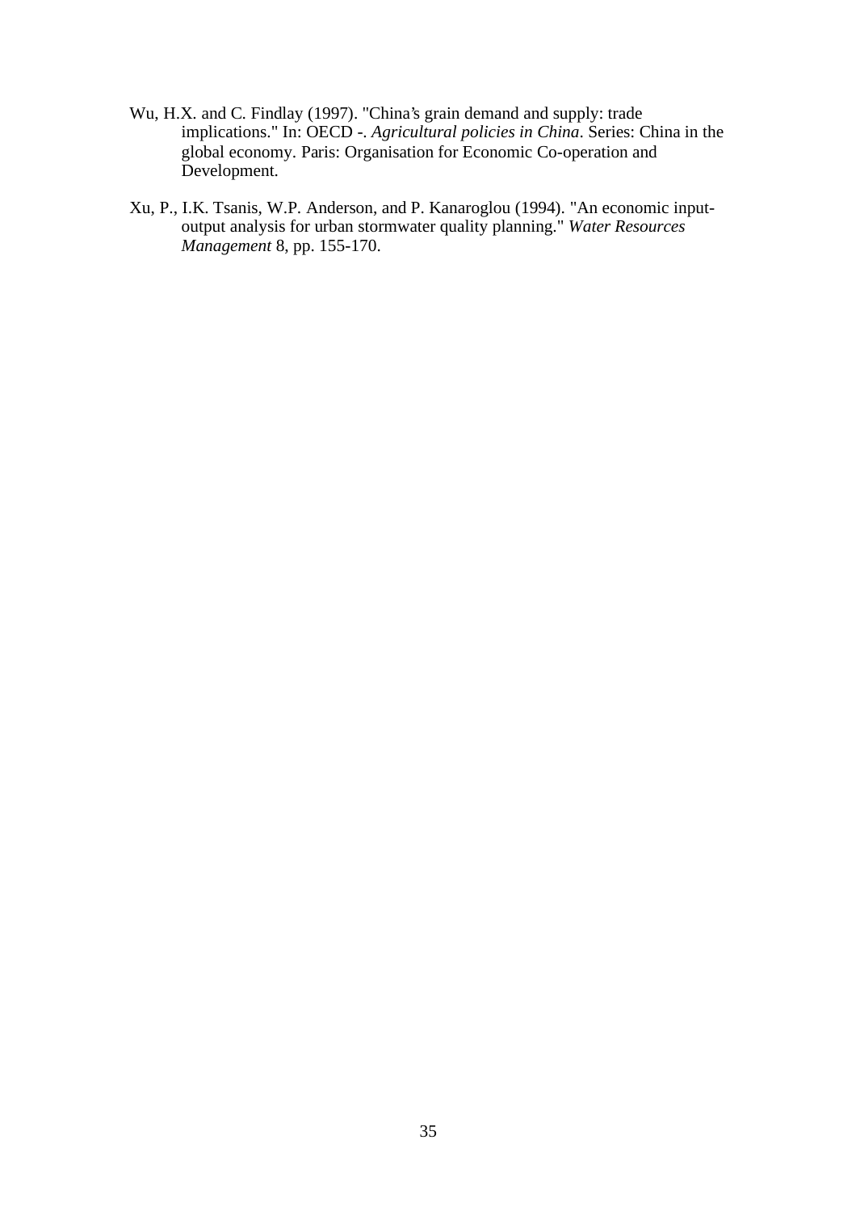Wu, H.X. and C. Findlay (1997). "China's grain demand and supply: trade implications." In: OECD -. *Agricultural policies in China*. Series: China in the global economy. Paris: Organisation for Economic Co-operation and Development.

Xu, P., I.K. Tsanis, W.P. Anderson, and P. Kanaroglou (1994). "An economic input-output analysis for urban stormwater quality planning." *Water Resources Management* 8, pp. 155-170.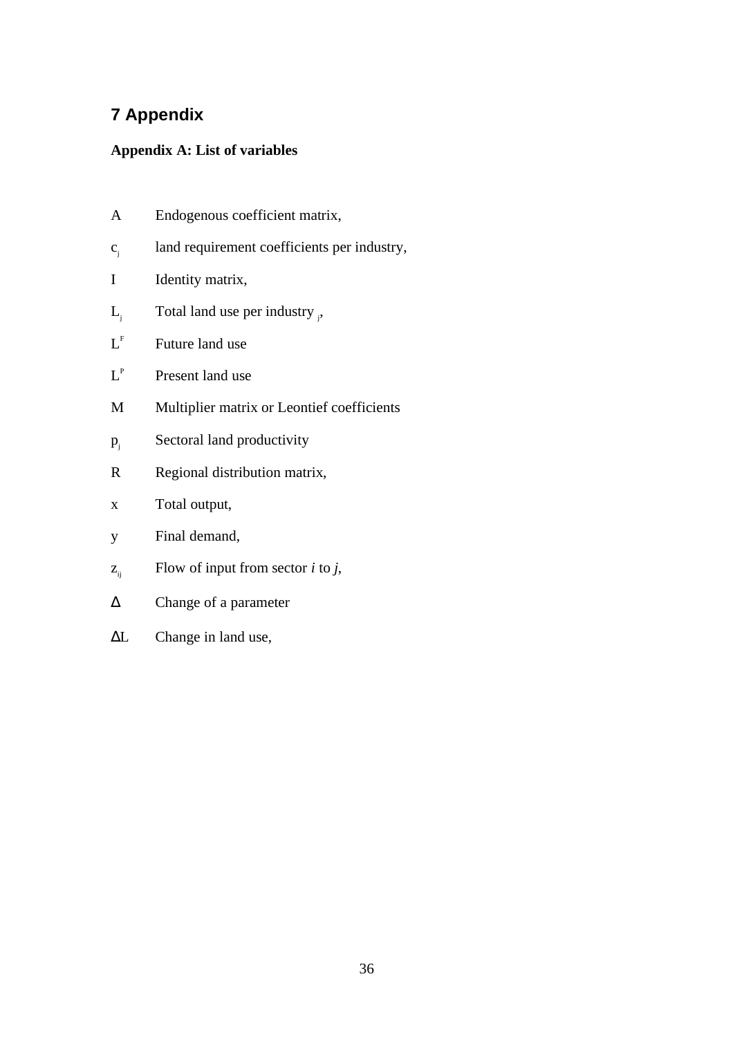# 7 Appendix

**Appendix A: List of variables**

A Endogenous coefficient matrix,

$c_j$ land requirement coefficients per industry,

I Identity matrix,

$L_j$ Total land use per industry $_j$,

$L^F$ Future land use

$L^P$ Present land use

M Multiplier matrix or Leontief coefficients

$p_j$ Sectoral land productivity

R Regional distribution matrix,

x Total output,

y Final demand,

$z_{ij}$ Flow of input from sector *i* to *j*,

$\Delta$ Change of a parameter

$\Delta L$ Change in land use,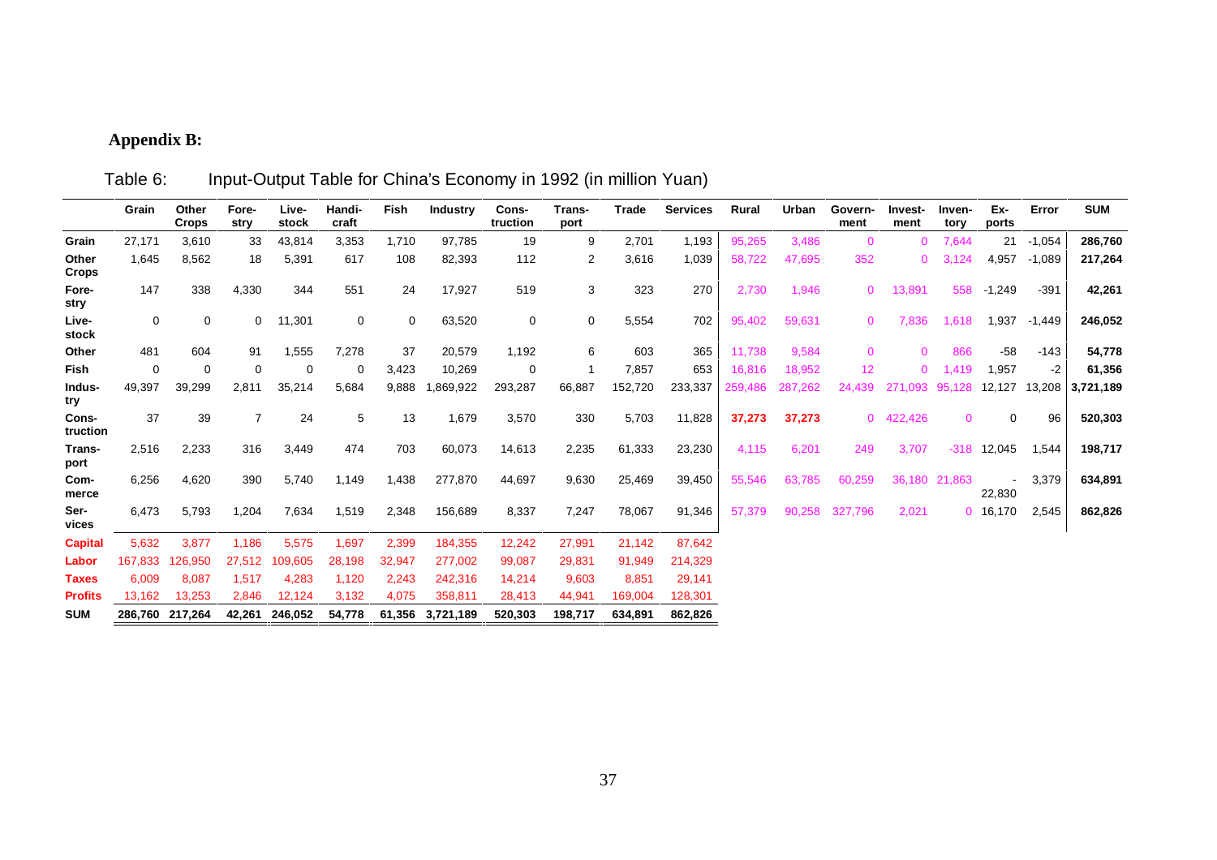## Appendix B:

Table 6: Input-Output Table for China's Economy in 1992 (in million Yuan)

| | Grain | Other Crops | Fore-stry | Live-stock | Handi-craft | Fish | Industry | Cons-truction | Trans-port | Trade | Services | Rural | Urban | Govern-ment | Invest-ment | Inven-tory | Ex-ports | Error | SUM |
|---|---|---|---|---|---|---|---|---|---|---|---|---|---|---|---|---|---|---|---|
| **Grain** | 27,171 | 3,610 | 33 | 43,814 | 3,353 | 1,710 | 97,785 | 19 | 9 | 2,701 | 1,193 | 95,265 | 3,486 | 0 | 0 | 7,644 | 21 | -1,054 | **286,760** |
| **Other Crops** | 1,645 | 8,562 | 18 | 5,391 | 617 | 108 | 82,393 | 112 | 2 | 3,616 | 1,039 | 58,722 | 47,695 | 352 | 0 | 3,124 | 4,957 | -1,089 | **217,264** |
| **Fore-stry** | 147 | 338 | 4,330 | 344 | 551 | 24 | 17,927 | 519 | 3 | 323 | 270 | 2,730 | 1,946 | 0 | 13,891 | 558 | -1,249 | -391 | **42,261** |
| **Live-stock** | 0 | 0 | 0 | 11,301 | 0 | 0 | 63,520 | 0 | 0 | 5,554 | 702 | 95,402 | 59,631 | 0 | 7,836 | 1,618 | 1,937 | -1,449 | **246,052** |
| **Other** | 481 | 604 | 91 | 1,555 | 7,278 | 37 | 20,579 | 1,192 | 6 | 603 | 365 | 11,738 | 9,584 | 0 | 0 | 866 | -58 | -143 | **54,778** |
| **Fish** | 0 | 0 | 0 | 0 | 0 | 3,423 | 10,269 | 0 | 1 | 7,857 | 653 | 16,816 | 18,952 | 12 | 0 | 1,419 | 1,957 | -2 | **61,356** |
| **Indus-try** | 49,397 | 39,299 | 2,811 | 35,214 | 5,684 | 9,888 | 1,869,922 | 293,287 | 66,887 | 152,720 | 233,337 | 259,486 | 287,262 | 24,439 | 271,093 | 95,128 | 12,127 | 13,208 | **3,721,189** |
| **Cons-truction** | 37 | 39 | 7 | 24 | 5 | 13 | 1,679 | 3,570 | 330 | 5,703 | 11,828 | **37,273** | **37,273** | 0 | 422,426 | 0 | 0 | 96 | **520,303** |
| **Trans-port** | 2,516 | 2,233 | 316 | 3,449 | 474 | 703 | 60,073 | 14,613 | 2,235 | 61,333 | 23,230 | 4,115 | 6,201 | 249 | 3,707 | -318 | 12,045 | 1,544 | **198,717** |
| **Com-merce** | 6,256 | 4,620 | 390 | 5,740 | 1,149 | 1,438 | 277,870 | 44,697 | 9,630 | 25,469 | 39,450 | 55,546 | 63,785 | 60,259 | 36,180 | 21,863 | -22,830 | 3,379 | **634,891** |
| **Ser-vices** | 6,473 | 5,793 | 1,204 | 7,634 | 1,519 | 2,348 | 156,689 | 8,337 | 7,247 | 78,067 | 91,346 | 57,379 | 90,258 | 327,796 | 2,021 | 0 | 16,170 | 2,545 | **862,826** |
| **Capital** | 5,632 | 3,877 | 1,186 | 5,575 | 1,697 | 2,399 | 184,355 | 12,242 | 27,991 | 21,142 | 87,642 | | | | | | | | |
| **Labor** | 167,833 | 126,950 | 27,512 | 109,605 | 28,198 | 32,947 | 277,002 | 99,087 | 29,831 | 91,949 | 214,329 | | | | | | | | |
| **Taxes** | 6,009 | 8,087 | 1,517 | 4,283 | 1,120 | 2,243 | 242,316 | 14,214 | 9,603 | 8,851 | 29,141 | | | | | | | | |
| **Profits** | 13,162 | 13,253 | 2,846 | 12,124 | 3,132 | 4,075 | 358,811 | 28,413 | 44,941 | 169,004 | 128,301 | | | | | | | | |
| **SUM** | **286,760** | **217,264** | **42,261** | **246,052** | **54,778** | **61,356** | **3,721,189** | **520,303** | **198,717** | **634,891** | **862,826** | | | | | | | | |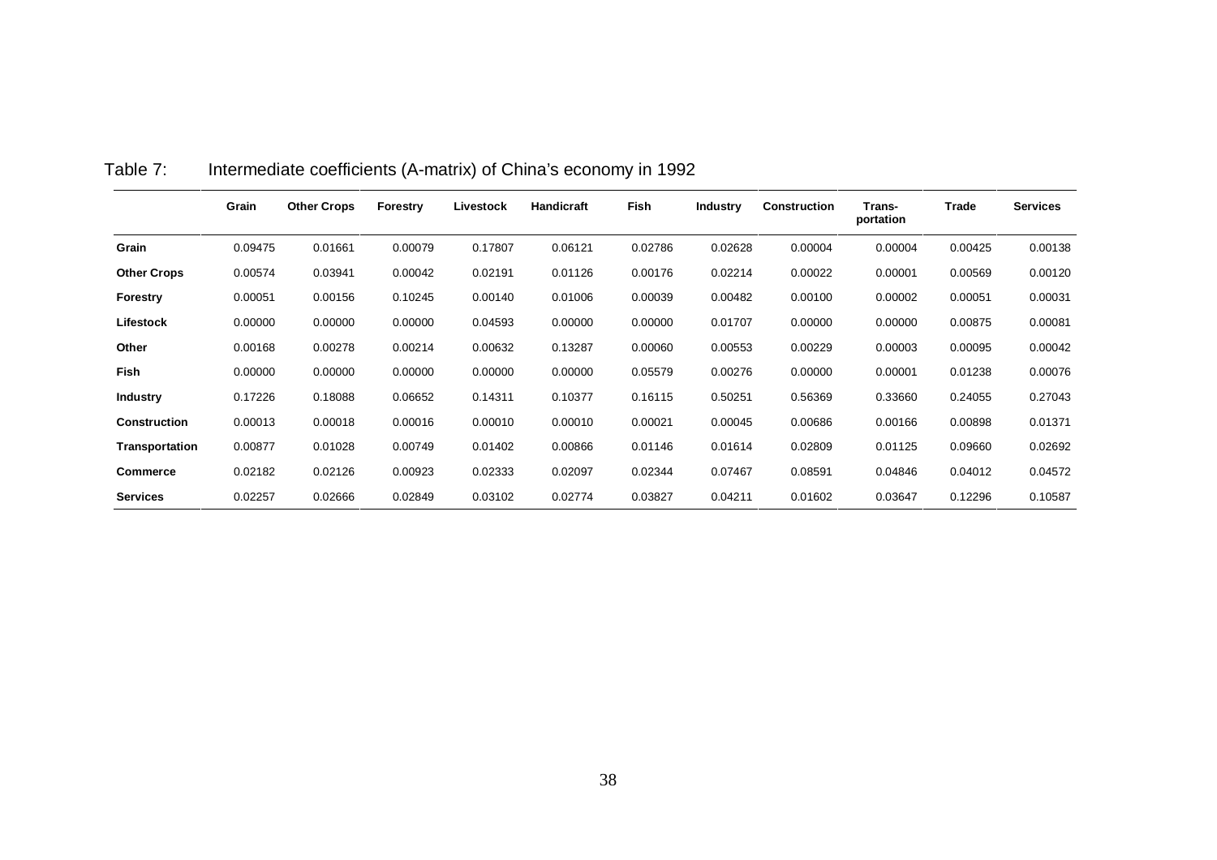Table 7: Intermediate coefficients (A-matrix) of China's economy in 1992

| | Grain | Other Crops | Forestry | Livestock | Handicraft | Fish | Industry | Construction | Trans-portation | Trade | Services |
|---|---|---|---|---|---|---|---|---|---|---|---|
| **Grain** | 0.09475 | 0.01661 | 0.00079 | 0.17807 | 0.06121 | 0.02786 | 0.02628 | 0.00004 | 0.00004 | 0.00425 | 0.00138 |
| **Other Crops** | 0.00574 | 0.03941 | 0.00042 | 0.02191 | 0.01126 | 0.00176 | 0.02214 | 0.00022 | 0.00001 | 0.00569 | 0.00120 |
| **Forestry** | 0.00051 | 0.00156 | 0.10245 | 0.00140 | 0.01006 | 0.00039 | 0.00482 | 0.00100 | 0.00002 | 0.00051 | 0.00031 |
| **Lifestock** | 0.00000 | 0.00000 | 0.00000 | 0.04593 | 0.00000 | 0.00000 | 0.01707 | 0.00000 | 0.00000 | 0.00875 | 0.00081 |
| **Other** | 0.00168 | 0.00278 | 0.00214 | 0.00632 | 0.13287 | 0.00060 | 0.00553 | 0.00229 | 0.00003 | 0.00095 | 0.00042 |
| **Fish** | 0.00000 | 0.00000 | 0.00000 | 0.00000 | 0.00000 | 0.05579 | 0.00276 | 0.00000 | 0.00001 | 0.01238 | 0.00076 |
| **Industry** | 0.17226 | 0.18088 | 0.06652 | 0.14311 | 0.10377 | 0.16115 | 0.50251 | 0.56369 | 0.33660 | 0.24055 | 0.27043 |
| **Construction** | 0.00013 | 0.00018 | 0.00016 | 0.00010 | 0.00010 | 0.00021 | 0.00045 | 0.00686 | 0.00166 | 0.00898 | 0.01371 |
| **Transportation** | 0.00877 | 0.01028 | 0.00749 | 0.01402 | 0.00866 | 0.01146 | 0.01614 | 0.02809 | 0.01125 | 0.09660 | 0.02692 |
| **Commerce** | 0.02182 | 0.02126 | 0.00923 | 0.02333 | 0.02097 | 0.02344 | 0.07467 | 0.08591 | 0.04846 | 0.04012 | 0.04572 |
| **Services** | 0.02257 | 0.02666 | 0.02849 | 0.03102 | 0.02774 | 0.03827 | 0.04211 | 0.01602 | 0.03647 | 0.12296 | 0.10587 |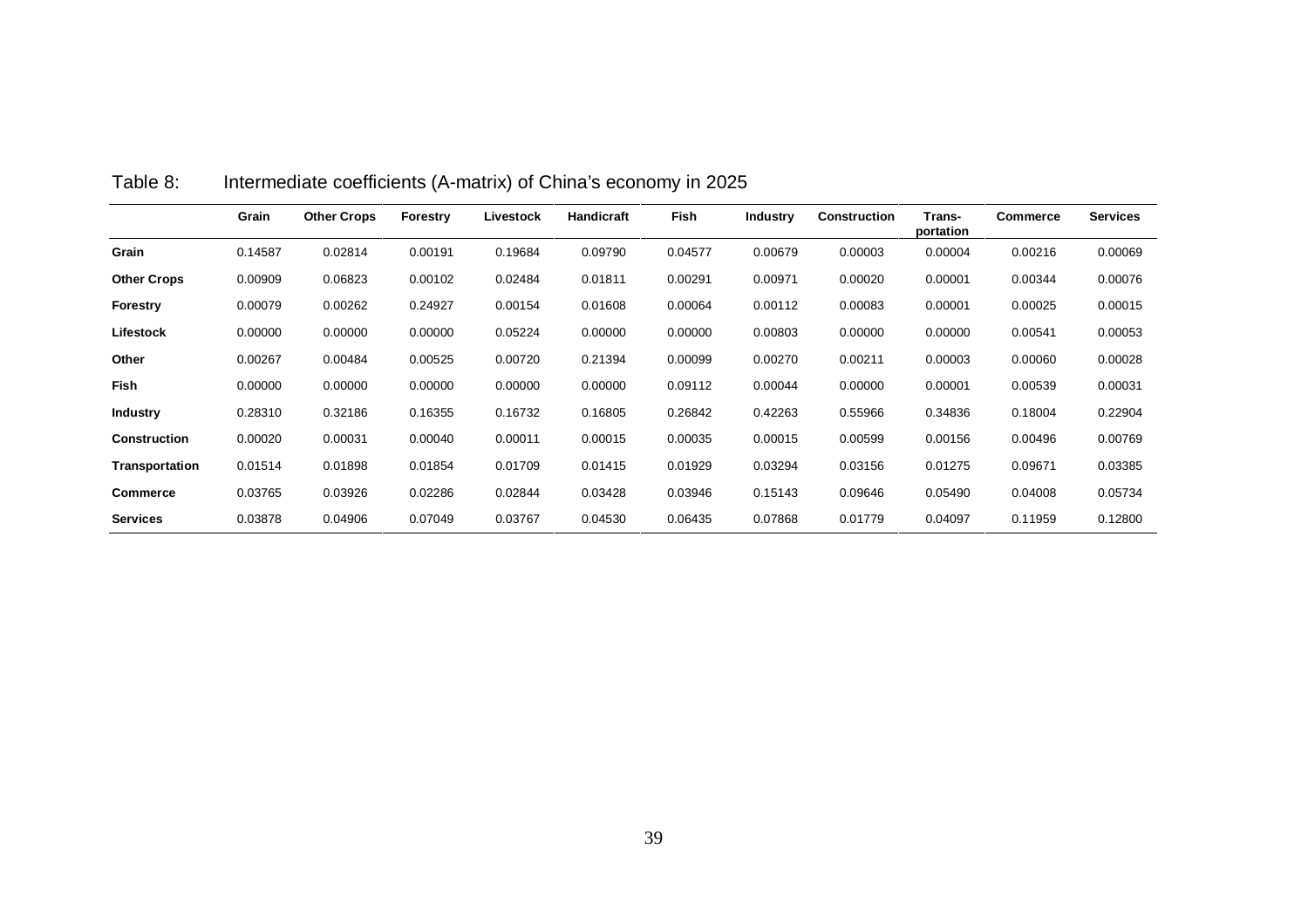Table 8: Intermediate coefficients (A-matrix) of China's economy in 2025

| | Grain | Other Crops | Forestry | Livestock | Handicraft | Fish | Industry | Construction | Trans-portation | Commerce | Services |
|---|---|---|---|---|---|---|---|---|---|---|---|
| **Grain** | 0.14587 | 0.02814 | 0.00191 | 0.19684 | 0.09790 | 0.04577 | 0.00679 | 0.00003 | 0.00004 | 0.00216 | 0.00069 |
| **Other Crops** | 0.00909 | 0.06823 | 0.00102 | 0.02484 | 0.01811 | 0.00291 | 0.00971 | 0.00020 | 0.00001 | 0.00344 | 0.00076 |
| **Forestry** | 0.00079 | 0.00262 | 0.24927 | 0.00154 | 0.01608 | 0.00064 | 0.00112 | 0.00083 | 0.00001 | 0.00025 | 0.00015 |
| **Lifestock** | 0.00000 | 0.00000 | 0.00000 | 0.05224 | 0.00000 | 0.00000 | 0.00803 | 0.00000 | 0.00000 | 0.00541 | 0.00053 |
| **Other** | 0.00267 | 0.00484 | 0.00525 | 0.00720 | 0.21394 | 0.00099 | 0.00270 | 0.00211 | 0.00003 | 0.00060 | 0.00028 |
| **Fish** | 0.00000 | 0.00000 | 0.00000 | 0.00000 | 0.00000 | 0.09112 | 0.00044 | 0.00000 | 0.00001 | 0.00539 | 0.00031 |
| **Industry** | 0.28310 | 0.32186 | 0.16355 | 0.16732 | 0.16805 | 0.26842 | 0.42263 | 0.55966 | 0.34836 | 0.18004 | 0.22904 |
| **Construction** | 0.00020 | 0.00031 | 0.00040 | 0.00011 | 0.00015 | 0.00035 | 0.00015 | 0.00599 | 0.00156 | 0.00496 | 0.00769 |
| **Transportation** | 0.01514 | 0.01898 | 0.01854 | 0.01709 | 0.01415 | 0.01929 | 0.03294 | 0.03156 | 0.01275 | 0.09671 | 0.03385 |
| **Commerce** | 0.03765 | 0.03926 | 0.02286 | 0.02844 | 0.03428 | 0.03946 | 0.15143 | 0.09646 | 0.05490 | 0.04008 | 0.05734 |
| **Services** | 0.03878 | 0.04906 | 0.07049 | 0.03767 | 0.04530 | 0.06435 | 0.07868 | 0.01779 | 0.04097 | 0.11959 | 0.12800 |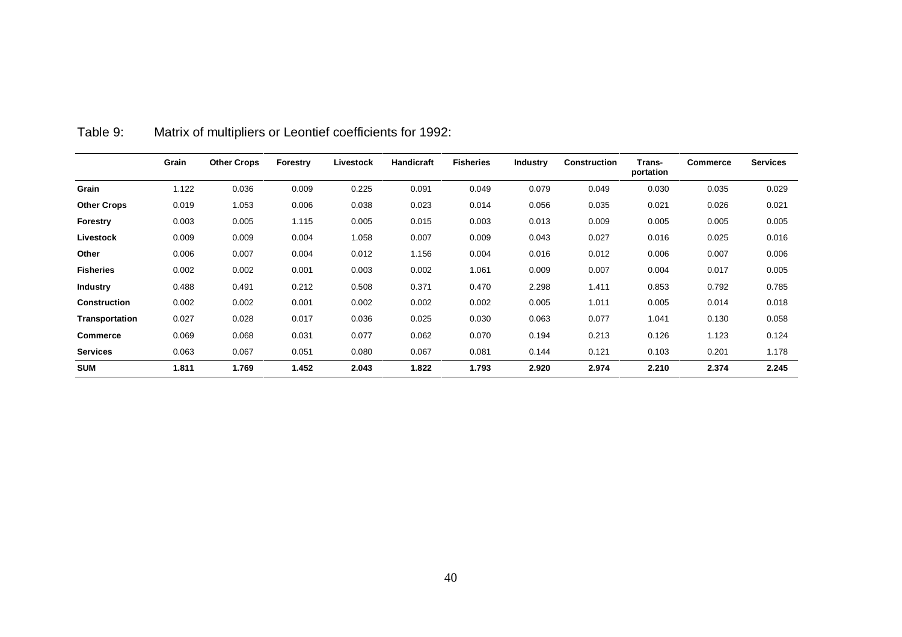Table 9: Matrix of multipliers or Leontief coefficients for 1992:

| | Grain | Other Crops | Forestry | Livestock | Handicraft | Fisheries | Industry | Construction | Trans-portation | Commerce | Services |
|---|---|---|---|---|---|---|---|---|---|---|---|
| **Grain** | 1.122 | 0.036 | 0.009 | 0.225 | 0.091 | 0.049 | 0.079 | 0.049 | 0.030 | 0.035 | 0.029 |
| **Other Crops** | 0.019 | 1.053 | 0.006 | 0.038 | 0.023 | 0.014 | 0.056 | 0.035 | 0.021 | 0.026 | 0.021 |
| **Forestry** | 0.003 | 0.005 | 1.115 | 0.005 | 0.015 | 0.003 | 0.013 | 0.009 | 0.005 | 0.005 | 0.005 |
| **Livestock** | 0.009 | 0.009 | 0.004 | 1.058 | 0.007 | 0.009 | 0.043 | 0.027 | 0.016 | 0.025 | 0.016 |
| **Other** | 0.006 | 0.007 | 0.004 | 0.012 | 1.156 | 0.004 | 0.016 | 0.012 | 0.006 | 0.007 | 0.006 |
| **Fisheries** | 0.002 | 0.002 | 0.001 | 0.003 | 0.002 | 1.061 | 0.009 | 0.007 | 0.004 | 0.017 | 0.005 |
| **Industry** | 0.488 | 0.491 | 0.212 | 0.508 | 0.371 | 0.470 | 2.298 | 1.411 | 0.853 | 0.792 | 0.785 |
| **Construction** | 0.002 | 0.002 | 0.001 | 0.002 | 0.002 | 0.002 | 0.005 | 1.011 | 0.005 | 0.014 | 0.018 |
| **Transportation** | 0.027 | 0.028 | 0.017 | 0.036 | 0.025 | 0.030 | 0.063 | 0.077 | 1.041 | 0.130 | 0.058 |
| **Commerce** | 0.069 | 0.068 | 0.031 | 0.077 | 0.062 | 0.070 | 0.194 | 0.213 | 0.126 | 1.123 | 0.124 |
| **Services** | 0.063 | 0.067 | 0.051 | 0.080 | 0.067 | 0.081 | 0.144 | 0.121 | 0.103 | 0.201 | 1.178 |
| **SUM** | **1.811** | **1.769** | **1.452** | **2.043** | **1.822** | **1.793** | **2.920** | **2.974** | **2.210** | **2.374** | **2.245** |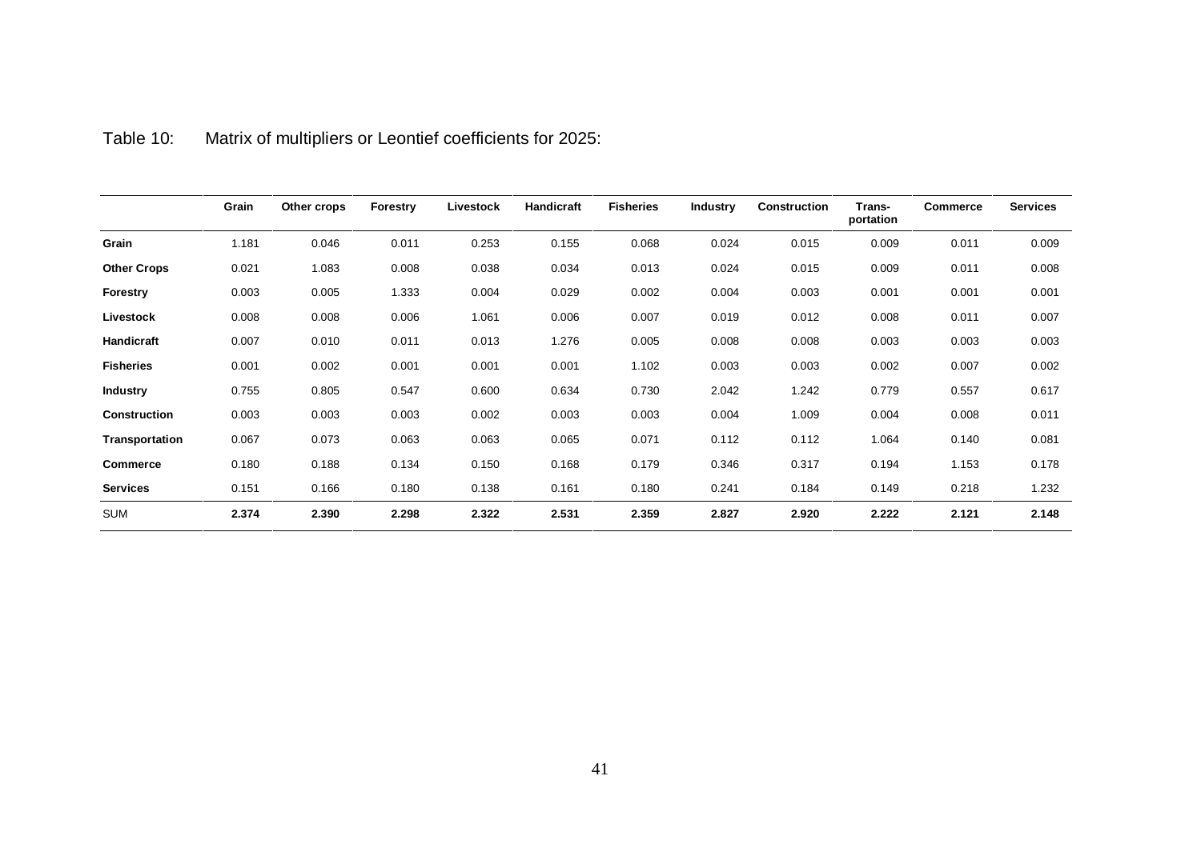Table 10: Matrix of multipliers or Leontief coefficients for 2025:

| | **Grain** | **Other crops** | **Forestry** | **Livestock** | **Handicraft** | **Fisheries** | **Industry** | **Construction** | **Trans-portation** | **Commerce** | **Services** |
|---|---|---|---|---|---|---|---|---|---|---|---|
| **Grain** | 1.181 | 0.046 | 0.011 | 0.253 | 0.155 | 0.068 | 0.024 | 0.015 | 0.009 | 0.011 | 0.009 |
| **Other Crops** | 0.021 | 1.083 | 0.008 | 0.038 | 0.034 | 0.013 | 0.024 | 0.015 | 0.009 | 0.011 | 0.008 |
| **Forestry** | 0.003 | 0.005 | 1.333 | 0.004 | 0.029 | 0.002 | 0.004 | 0.003 | 0.001 | 0.001 | 0.001 |
| **Livestock** | 0.008 | 0.008 | 0.006 | 1.061 | 0.006 | 0.007 | 0.019 | 0.012 | 0.008 | 0.011 | 0.007 |
| **Handicraft** | 0.007 | 0.010 | 0.011 | 0.013 | 1.276 | 0.005 | 0.008 | 0.008 | 0.003 | 0.003 | 0.003 |
| **Fisheries** | 0.001 | 0.002 | 0.001 | 0.001 | 0.001 | 1.102 | 0.003 | 0.003 | 0.002 | 0.007 | 0.002 |
| **Industry** | 0.755 | 0.805 | 0.547 | 0.600 | 0.634 | 0.730 | 2.042 | 1.242 | 0.779 | 0.557 | 0.617 |
| **Construction** | 0.003 | 0.003 | 0.003 | 0.002 | 0.003 | 0.003 | 0.004 | 1.009 | 0.004 | 0.008 | 0.011 |
| **Transportation** | 0.067 | 0.073 | 0.063 | 0.063 | 0.065 | 0.071 | 0.112 | 0.112 | 1.064 | 0.140 | 0.081 |
| **Commerce** | 0.180 | 0.188 | 0.134 | 0.150 | 0.168 | 0.179 | 0.346 | 0.317 | 0.194 | 1.153 | 0.178 |
| **Services** | 0.151 | 0.166 | 0.180 | 0.138 | 0.161 | 0.180 | 0.241 | 0.184 | 0.149 | 0.218 | 1.232 |
| SUM | **2.374** | **2.390** | **2.298** | **2.322** | **2.531** | **2.359** | **2.827** | **2.920** | **2.222** | **2.121** | **2.148** |